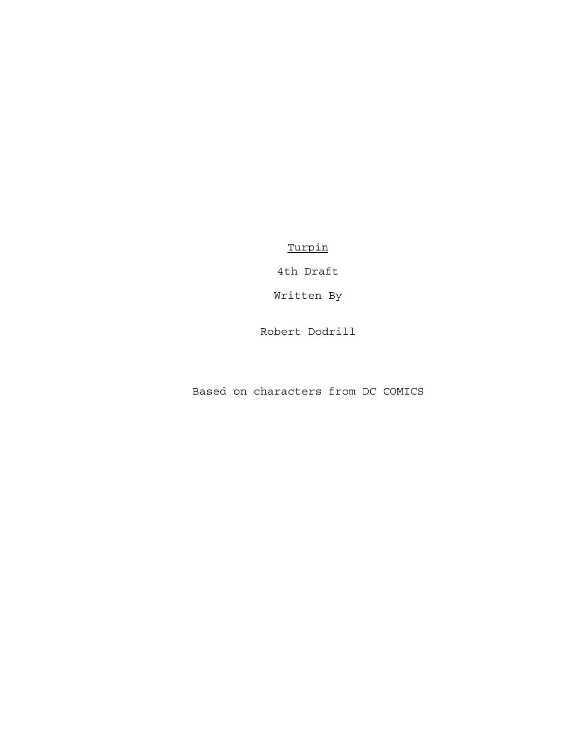# Turpin

4th Draft

Written By

Robert Dodrill

Based on characters from DC COMICS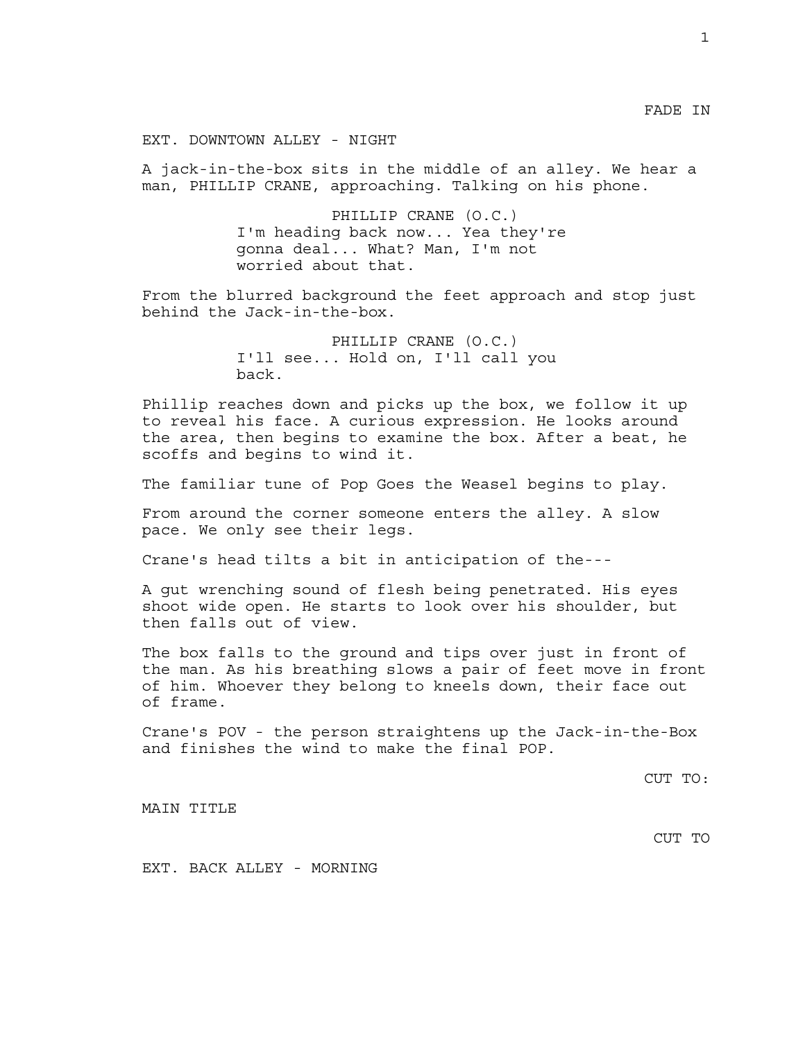FADE IN

EXT. DOWNTOWN ALLEY - NIGHT

A jack-in-the-box sits in the middle of an alley. We hear a man, PHILLIP CRANE, approaching. Talking on his phone.

PHILLIP CRANE (O.C.)
I'm heading back now... Yea they're gonna deal... What? Man, I'm not worried about that.

From the blurred background the feet approach and stop just behind the Jack-in-the-box.

PHILLIP CRANE (O.C.)
I'll see... Hold on, I'll call you back.

Phillip reaches down and picks up the box, we follow it up to reveal his face. A curious expression. He looks around the area, then begins to examine the box. After a beat, he scoffs and begins to wind it.

The familiar tune of Pop Goes the Weasel begins to play.

From around the corner someone enters the alley. A slow pace. We only see their legs.

Crane's head tilts a bit in anticipation of the---

A gut wrenching sound of flesh being penetrated. His eyes shoot wide open. He starts to look over his shoulder, but then falls out of view.

The box falls to the ground and tips over just in front of the man. As his breathing slows a pair of feet move in front of him. Whoever they belong to kneels down, their face out of frame.

Crane's POV - the person straightens up the Jack-in-the-Box and finishes the wind to make the final POP.

CUT TO:

MAIN TITLE

CUT TO

EXT. BACK ALLEY - MORNING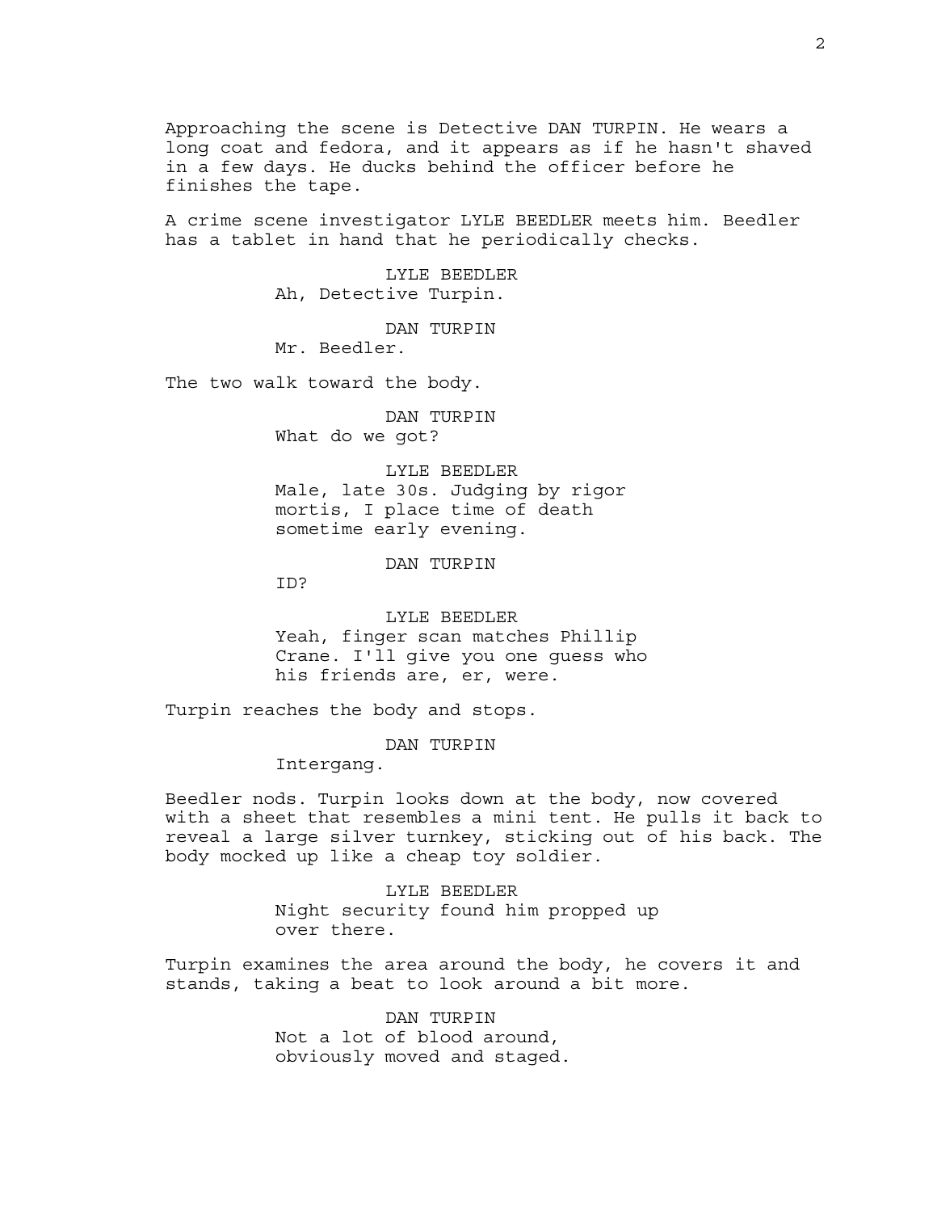Approaching the scene is Detective DAN TURPIN. He wears a long coat and fedora, and it appears as if he hasn't shaved in a few days. He ducks behind the officer before he finishes the tape.

A crime scene investigator LYLE BEEDLER meets him. Beedler has a tablet in hand that he periodically checks.

LYLE BEEDLER
Ah, Detective Turpin.

DAN TURPIN
Mr. Beedler.

The two walk toward the body.

DAN TURPIN
What do we got?

LYLE BEEDLER
Male, late 30s. Judging by rigor mortis, I place time of death sometime early evening.

DAN TURPIN
ID?

LYLE BEEDLER
Yeah, finger scan matches Phillip Crane. I'll give you one guess who his friends are, er, were.

Turpin reaches the body and stops.

DAN TURPIN
Intergang.

Beedler nods. Turpin looks down at the body, now covered with a sheet that resembles a mini tent. He pulls it back to reveal a large silver turnkey, sticking out of his back. The body mocked up like a cheap toy soldier.

LYLE BEEDLER
Night security found him propped up over there.

Turpin examines the area around the body, he covers it and stands, taking a beat to look around a bit more.

DAN TURPIN
Not a lot of blood around, obviously moved and staged.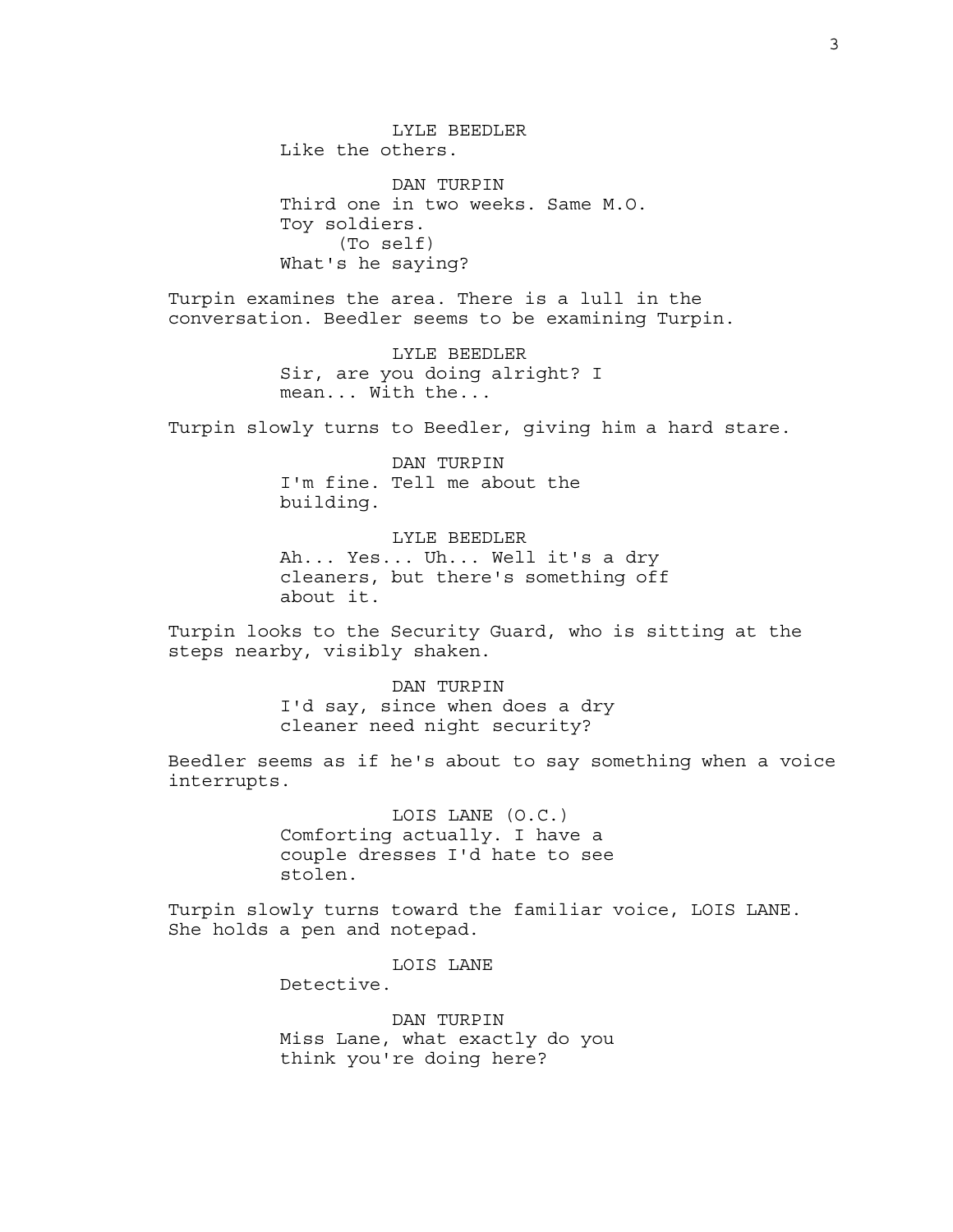LYLE BEEDLER
Like the others.

DAN TURPIN
Third one in two weeks. Same M.O. Toy soldiers.
(To self)
What's he saying?

Turpin examines the area. There is a lull in the conversation. Beedler seems to be examining Turpin.

LYLE BEEDLER
Sir, are you doing alright? I mean... With the...

Turpin slowly turns to Beedler, giving him a hard stare.

DAN TURPIN
I'm fine. Tell me about the building.

LYLE BEEDLER
Ah... Yes... Uh... Well it's a dry cleaners, but there's something off about it.

Turpin looks to the Security Guard, who is sitting at the steps nearby, visibly shaken.

DAN TURPIN
I'd say, since when does a dry cleaner need night security?

Beedler seems as if he's about to say something when a voice interrupts.

LOIS LANE (O.C.)
Comforting actually. I have a couple dresses I'd hate to see stolen.

Turpin slowly turns toward the familiar voice, LOIS LANE. She holds a pen and notepad.

LOIS LANE
Detective.

DAN TURPIN
Miss Lane, what exactly do you think you're doing here?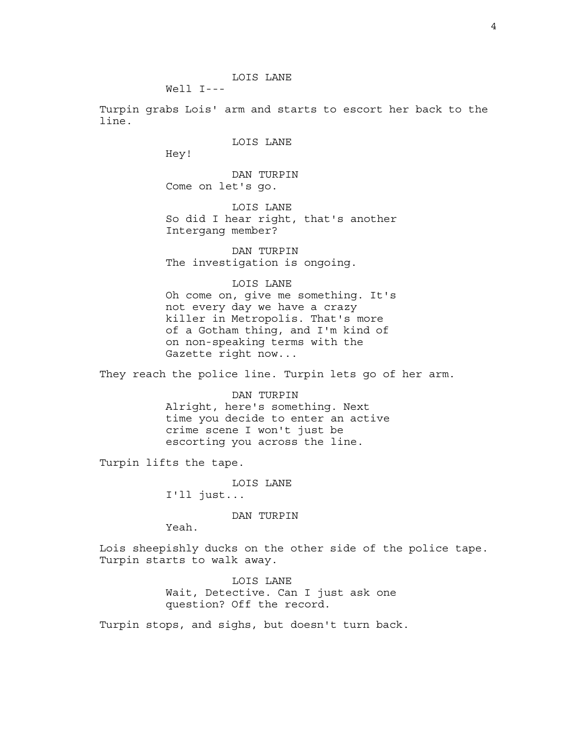LOIS LANE
Well I---

Turpin grabs Lois' arm and starts to escort her back to the line.

LOIS LANE
Hey!

DAN TURPIN
Come on let's go.

LOIS LANE
So did I hear right, that's another Intergang member?

DAN TURPIN
The investigation is ongoing.

LOIS LANE
Oh come on, give me something. It's not every day we have a crazy killer in Metropolis. That's more of a Gotham thing, and I'm kind of on non-speaking terms with the Gazette right now...

They reach the police line. Turpin lets go of her arm.

DAN TURPIN
Alright, here's something. Next time you decide to enter an active crime scene I won't just be escorting you across the line.

Turpin lifts the tape.

LOIS LANE
I'll just...

DAN TURPIN
Yeah.

Lois sheepishly ducks on the other side of the police tape. Turpin starts to walk away.

LOIS LANE
Wait, Detective. Can I just ask one question? Off the record.

Turpin stops, and sighs, but doesn't turn back.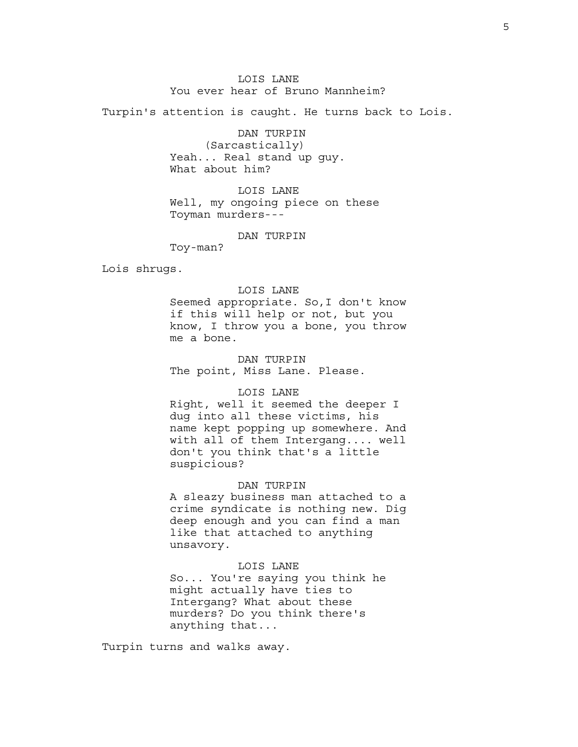LOIS LANE
You ever hear of Bruno Mannheim?

Turpin's attention is caught. He turns back to Lois.

DAN TURPIN
(Sarcastically)
Yeah... Real stand up guy.
What about him?

LOIS LANE
Well, my ongoing piece on these
Toyman murders---

DAN TURPIN
Toy-man?

Lois shrugs.

LOIS LANE
Seemed appropriate. So,I don't know
if this will help or not, but you
know, I throw you a bone, you throw
me a bone.

DAN TURPIN
The point, Miss Lane. Please.

LOIS LANE
Right, well it seemed the deeper I
dug into all these victims, his
name kept popping up somewhere. And
with all of them Intergang.... well
don't you think that's a little
suspicious?

DAN TURPIN
A sleazy business man attached to a
crime syndicate is nothing new. Dig
deep enough and you can find a man
like that attached to anything
unsavory.

LOIS LANE
So... You're saying you think he
might actually have ties to
Intergang? What about these
murders? Do you think there's
anything that...

Turpin turns and walks away.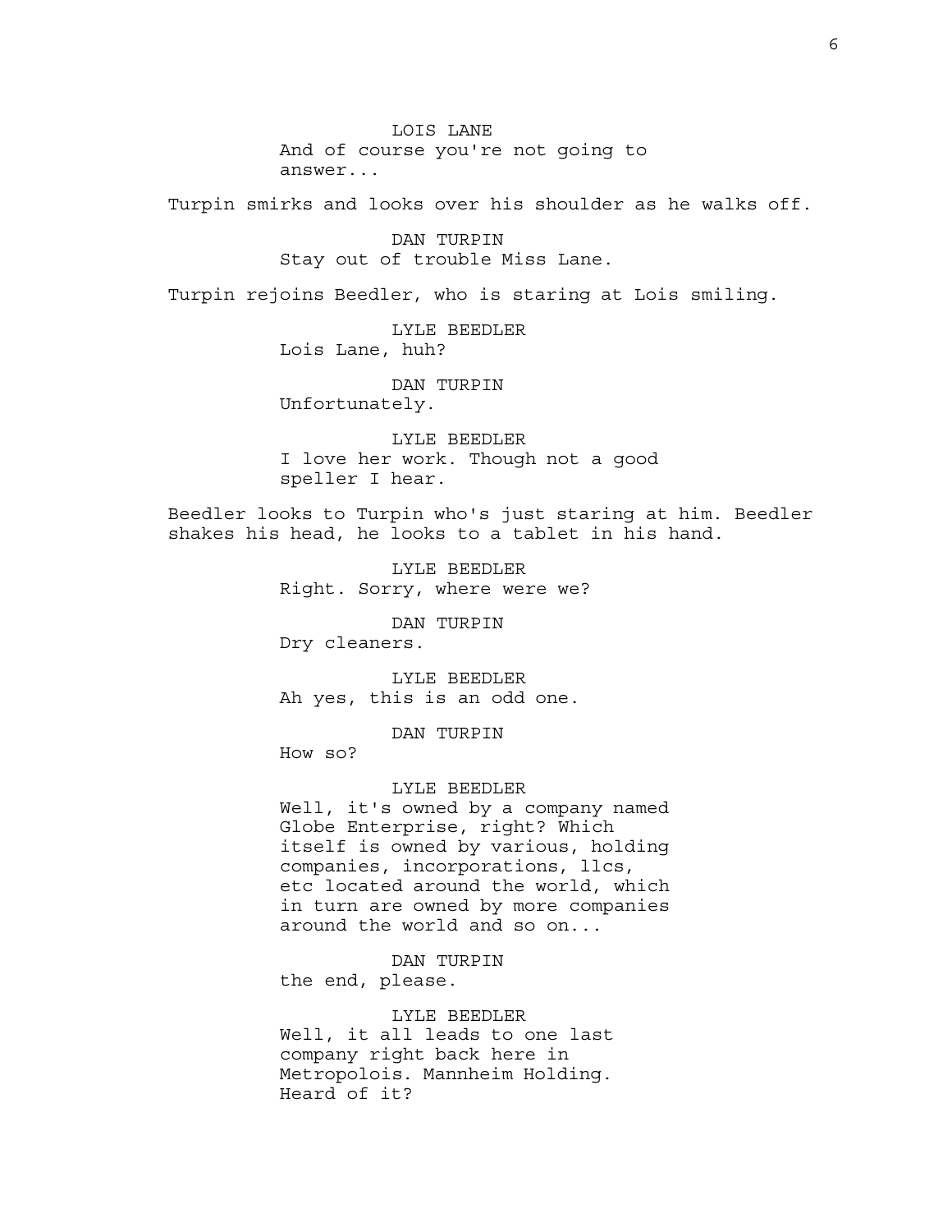LOIS LANE
And of course you're not going to answer...

Turpin smirks and looks over his shoulder as he walks off.

DAN TURPIN
Stay out of trouble Miss Lane.

Turpin rejoins Beedler, who is staring at Lois smiling.

LYLE BEEDLER
Lois Lane, huh?

DAN TURPIN
Unfortunately.

LYLE BEEDLER
I love her work. Though not a good speller I hear.

Beedler looks to Turpin who's just staring at him. Beedler shakes his head, he looks to a tablet in his hand.

LYLE BEEDLER
Right. Sorry, where were we?

DAN TURPIN
Dry cleaners.

LYLE BEEDLER
Ah yes, this is an odd one.

DAN TURPIN
How so?

LYLE BEEDLER
Well, it's owned by a company named Globe Enterprise, right? Which itself is owned by various, holding companies, incorporations, llcs, etc located around the world, which in turn are owned by more companies around the world and so on...

DAN TURPIN
the end, please.

LYLE BEEDLER
Well, it all leads to one last company right back here in Metropolois. Mannheim Holding. Heard of it?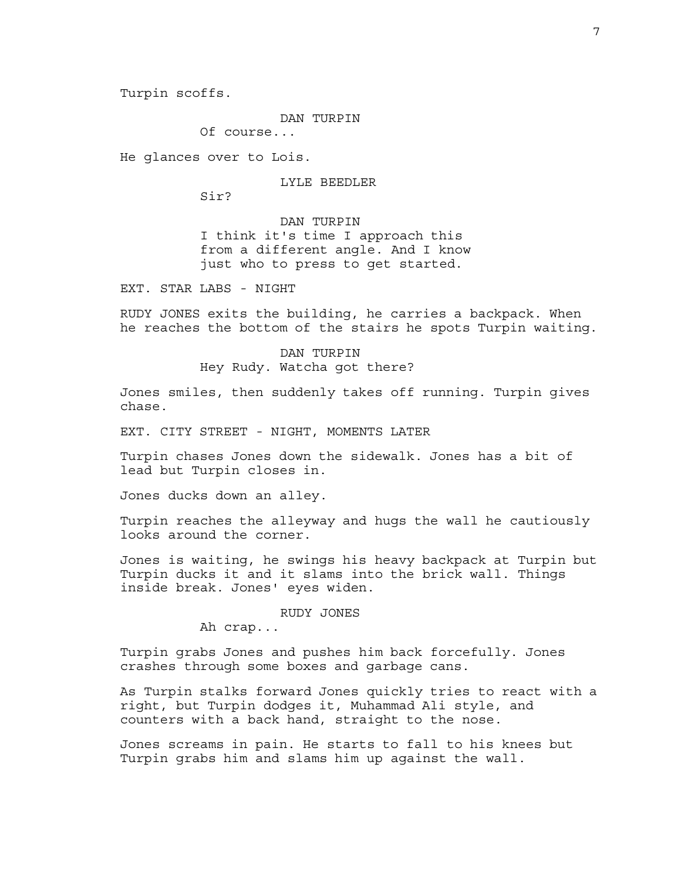Turpin scoffs.

DAN TURPIN
Of course...

He glances over to Lois.

LYLE BEEDLER
Sir?

DAN TURPIN
I think it's time I approach this from a different angle. And I know just who to press to get started.

EXT. STAR LABS - NIGHT

RUDY JONES exits the building, he carries a backpack. When he reaches the bottom of the stairs he spots Turpin waiting.

DAN TURPIN
Hey Rudy. Watcha got there?

Jones smiles, then suddenly takes off running. Turpin gives chase.

EXT. CITY STREET - NIGHT, MOMENTS LATER

Turpin chases Jones down the sidewalk. Jones has a bit of lead but Turpin closes in.

Jones ducks down an alley.

Turpin reaches the alleyway and hugs the wall he cautiously looks around the corner.

Jones is waiting, he swings his heavy backpack at Turpin but Turpin ducks it and it slams into the brick wall. Things inside break. Jones' eyes widen.

RUDY JONES
Ah crap...

Turpin grabs Jones and pushes him back forcefully. Jones crashes through some boxes and garbage cans.

As Turpin stalks forward Jones quickly tries to react with a right, but Turpin dodges it, Muhammad Ali style, and counters with a back hand, straight to the nose.

Jones screams in pain. He starts to fall to his knees but Turpin grabs him and slams him up against the wall.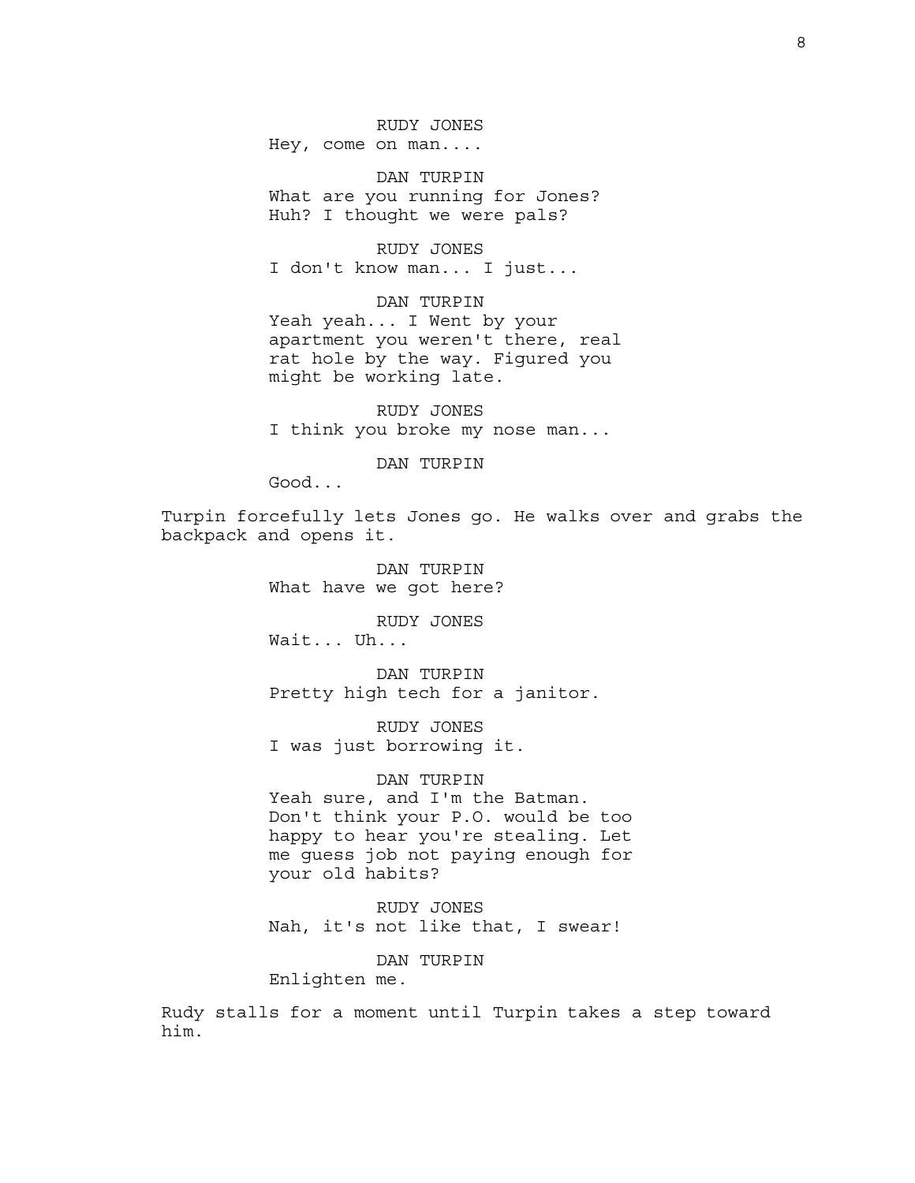RUDY JONES

Hey, come on man....

DAN TURPIN

What are you running for Jones? Huh? I thought we were pals?

RUDY JONES

I don't know man... I just...

DAN TURPIN

Yeah yeah... I Went by your apartment you weren't there, real rat hole by the way. Figured you might be working late.

RUDY JONES

I think you broke my nose man...

DAN TURPIN

Good...

Turpin forcefully lets Jones go. He walks over and grabs the backpack and opens it.

DAN TURPIN

What have we got here?

RUDY JONES

Wait... Uh...

DAN TURPIN

Pretty high tech for a janitor.

RUDY JONES

I was just borrowing it.

DAN TURPIN

Yeah sure, and I'm the Batman. Don't think your P.O. would be too happy to hear you're stealing. Let me guess job not paying enough for your old habits?

RUDY JONES

Nah, it's not like that, I swear!

DAN TURPIN

Enlighten me.

Rudy stalls for a moment until Turpin takes a step toward him.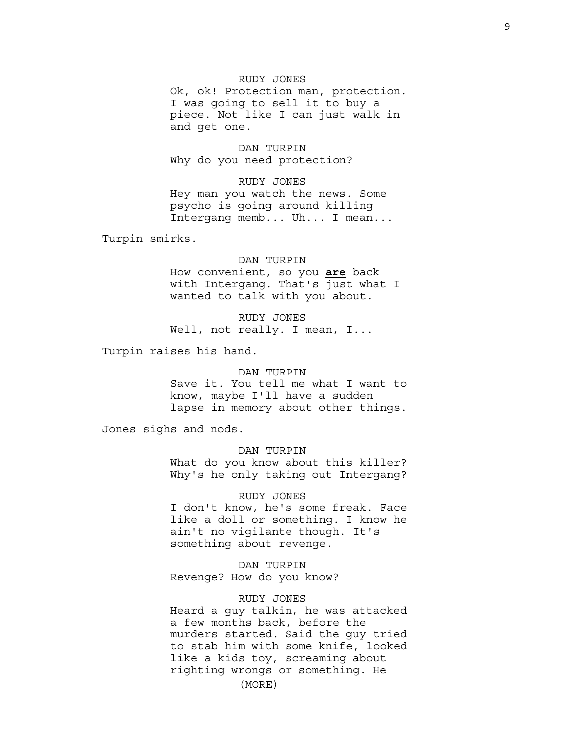RUDY JONES

Ok, ok! Protection man, protection. I was going to sell it to buy a piece. Not like I can just walk in and get one.

DAN TURPIN

Why do you need protection?

RUDY JONES

Hey man you watch the news. Some psycho is going around killing Intergang memb... Uh... I mean...

Turpin smirks.

DAN TURPIN

How convenient, so you **are** back with Intergang. That's just what I wanted to talk with you about.

RUDY JONES

Well, not really. I mean, I...

Turpin raises his hand.

DAN TURPIN

Save it. You tell me what I want to know, maybe I'll have a sudden lapse in memory about other things.

Jones sighs and nods.

DAN TURPIN

What do you know about this killer? Why's he only taking out Intergang?

RUDY JONES

I don't know, he's some freak. Face like a doll or something. I know he ain't no vigilante though. It's something about revenge.

DAN TURPIN

Revenge? How do you know?

RUDY JONES

Heard a guy talkin, he was attacked a few months back, before the murders started. Said the guy tried to stab him with some knife, looked like a kids toy, screaming about righting wrongs or something. He

(MORE)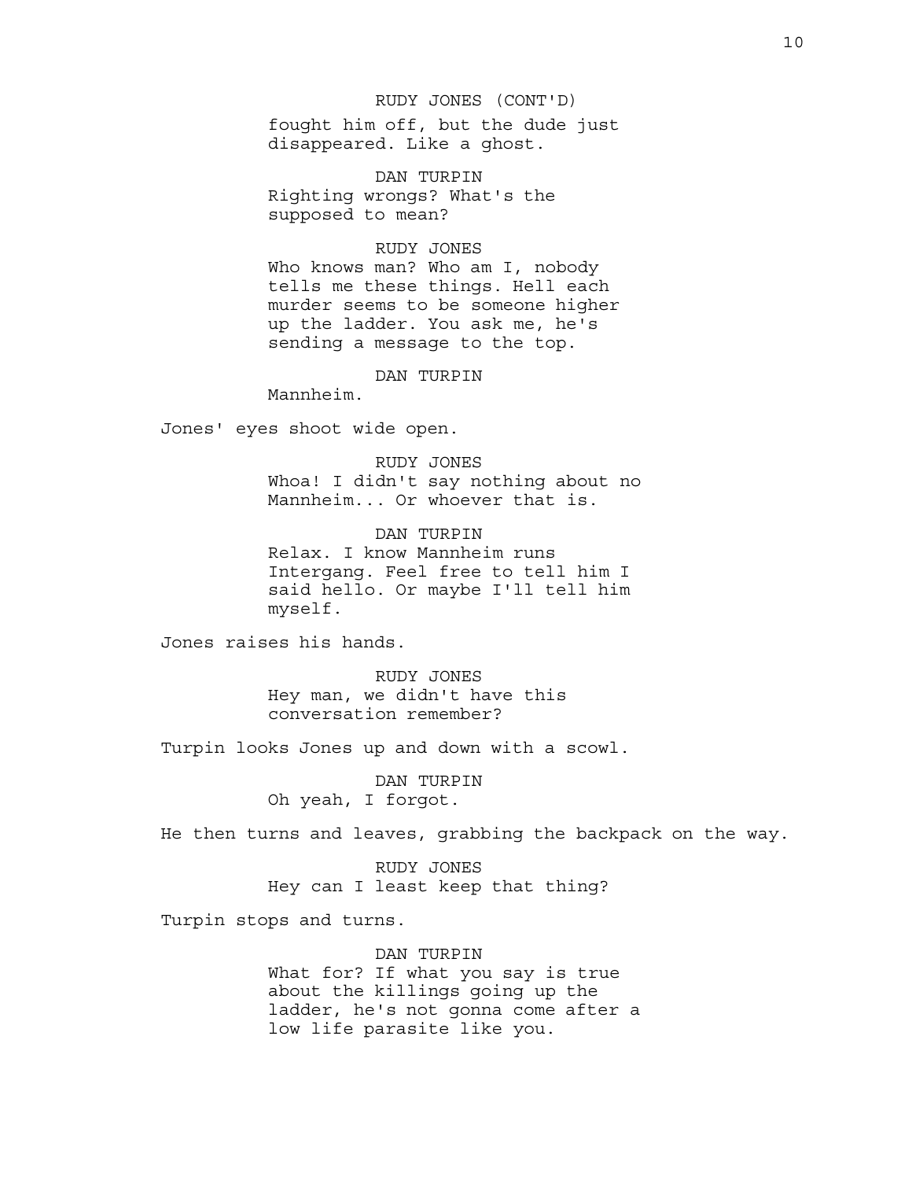RUDY JONES (CONT'D)
fought him off, but the dude just disappeared. Like a ghost.

DAN TURPIN
Righting wrongs? What's the supposed to mean?

RUDY JONES
Who knows man? Who am I, nobody tells me these things. Hell each murder seems to be someone higher up the ladder. You ask me, he's sending a message to the top.

DAN TURPIN
Mannheim.

Jones' eyes shoot wide open.

RUDY JONES
Whoa! I didn't say nothing about no Mannheim... Or whoever that is.

DAN TURPIN
Relax. I know Mannheim runs Intergang. Feel free to tell him I said hello. Or maybe I'll tell him myself.

Jones raises his hands.

RUDY JONES
Hey man, we didn't have this conversation remember?

Turpin looks Jones up and down with a scowl.

DAN TURPIN
Oh yeah, I forgot.

He then turns and leaves, grabbing the backpack on the way.

RUDY JONES
Hey can I least keep that thing?

Turpin stops and turns.

DAN TURPIN
What for? If what you say is true about the killings going up the ladder, he's not gonna come after a low life parasite like you.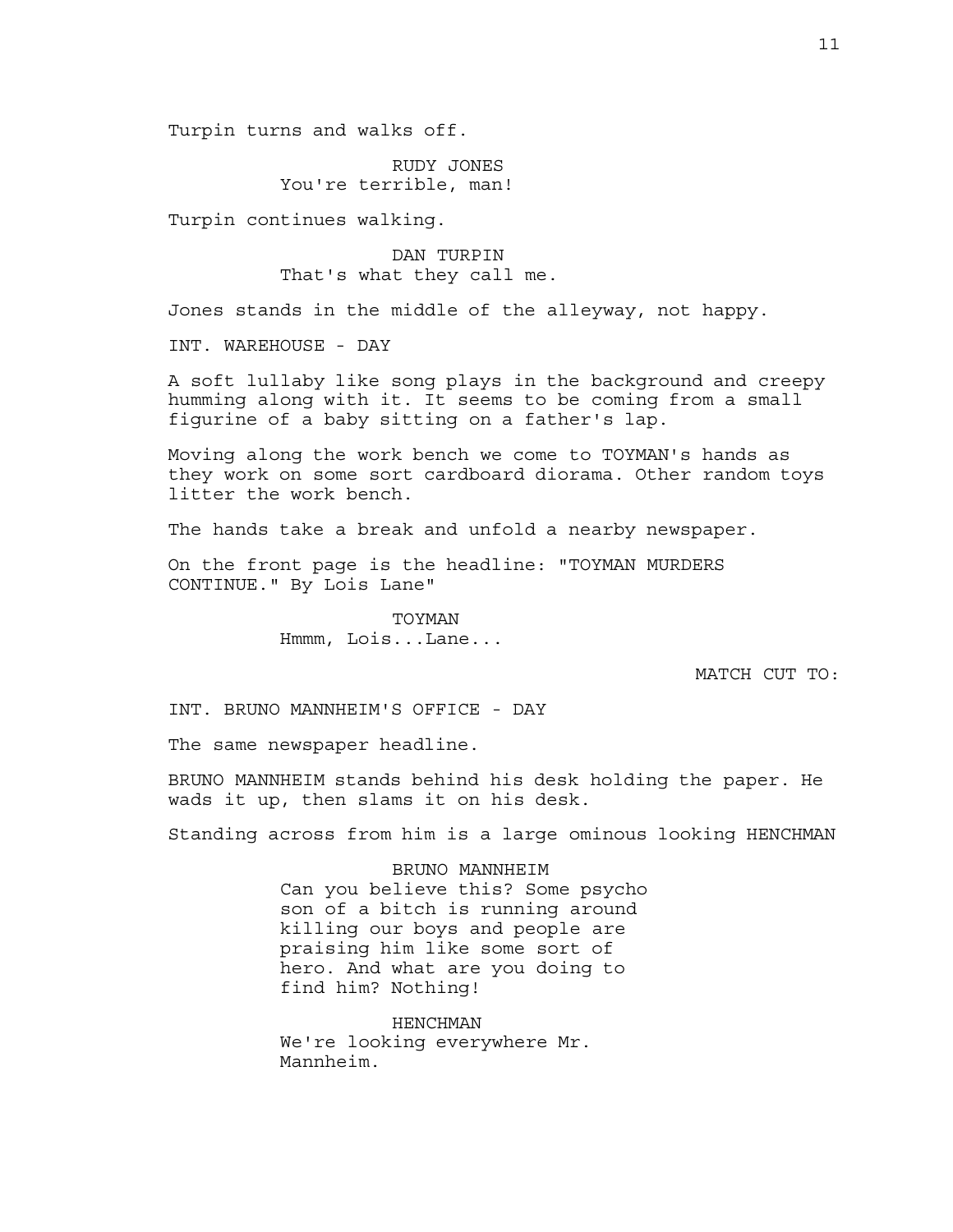Turpin turns and walks off.

RUDY JONES
You're terrible, man!

Turpin continues walking.

DAN TURPIN
That's what they call me.

Jones stands in the middle of the alleyway, not happy.

INT. WAREHOUSE - DAY

A soft lullaby like song plays in the background and creepy humming along with it. It seems to be coming from a small figurine of a baby sitting on a father's lap.

Moving along the work bench we come to TOYMAN's hands as they work on some sort cardboard diorama. Other random toys litter the work bench.

The hands take a break and unfold a nearby newspaper.

On the front page is the headline: "TOYMAN MURDERS CONTINUE." By Lois Lane"

TOYMAN
Hmmm, Lois...Lane...

MATCH CUT TO:

INT. BRUNO MANNHEIM'S OFFICE - DAY

The same newspaper headline.

BRUNO MANNHEIM stands behind his desk holding the paper. He wads it up, then slams it on his desk.

Standing across from him is a large ominous looking HENCHMAN

BRUNO MANNHEIM
Can you believe this? Some psycho son of a bitch is running around killing our boys and people are praising him like some sort of hero. And what are you doing to find him? Nothing!

HENCHMAN
We're looking everywhere Mr. Mannheim.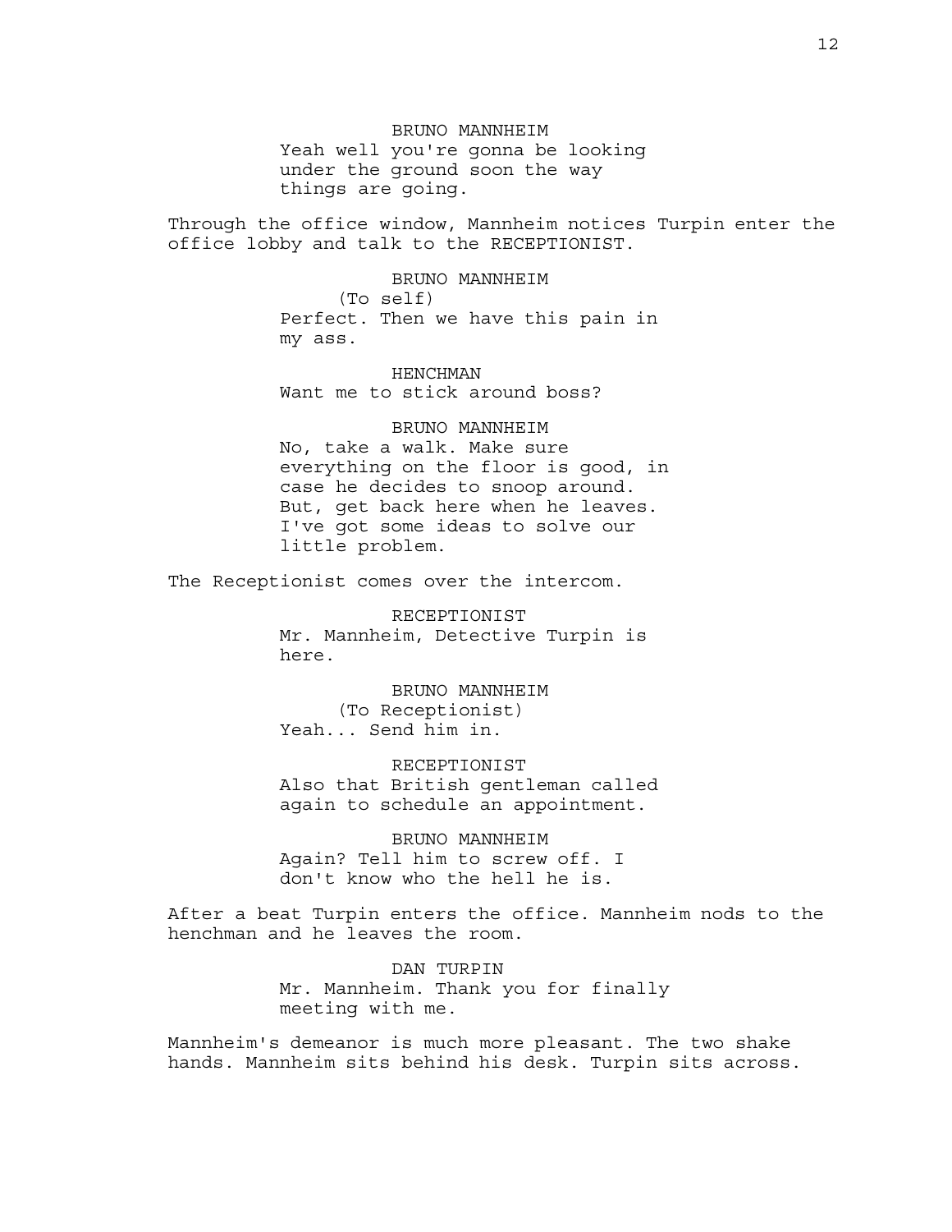BRUNO MANNHEIM
Yeah well you're gonna be looking under the ground soon the way things are going.

Through the office window, Mannheim notices Turpin enter the office lobby and talk to the RECEPTIONIST.

BRUNO MANNHEIM
(To self)
Perfect. Then we have this pain in my ass.

HENCHMAN
Want me to stick around boss?

BRUNO MANNHEIM
No, take a walk. Make sure everything on the floor is good, in case he decides to snoop around. But, get back here when he leaves. I've got some ideas to solve our little problem.

The Receptionist comes over the intercom.

RECEPTIONIST
Mr. Mannheim, Detective Turpin is here.

BRUNO MANNHEIM
(To Receptionist)
Yeah... Send him in.

RECEPTIONIST
Also that British gentleman called again to schedule an appointment.

BRUNO MANNHEIM
Again? Tell him to screw off. I don't know who the hell he is.

After a beat Turpin enters the office. Mannheim nods to the henchman and he leaves the room.

DAN TURPIN
Mr. Mannheim. Thank you for finally meeting with me.

Mannheim's demeanor is much more pleasant. The two shake hands. Mannheim sits behind his desk. Turpin sits across.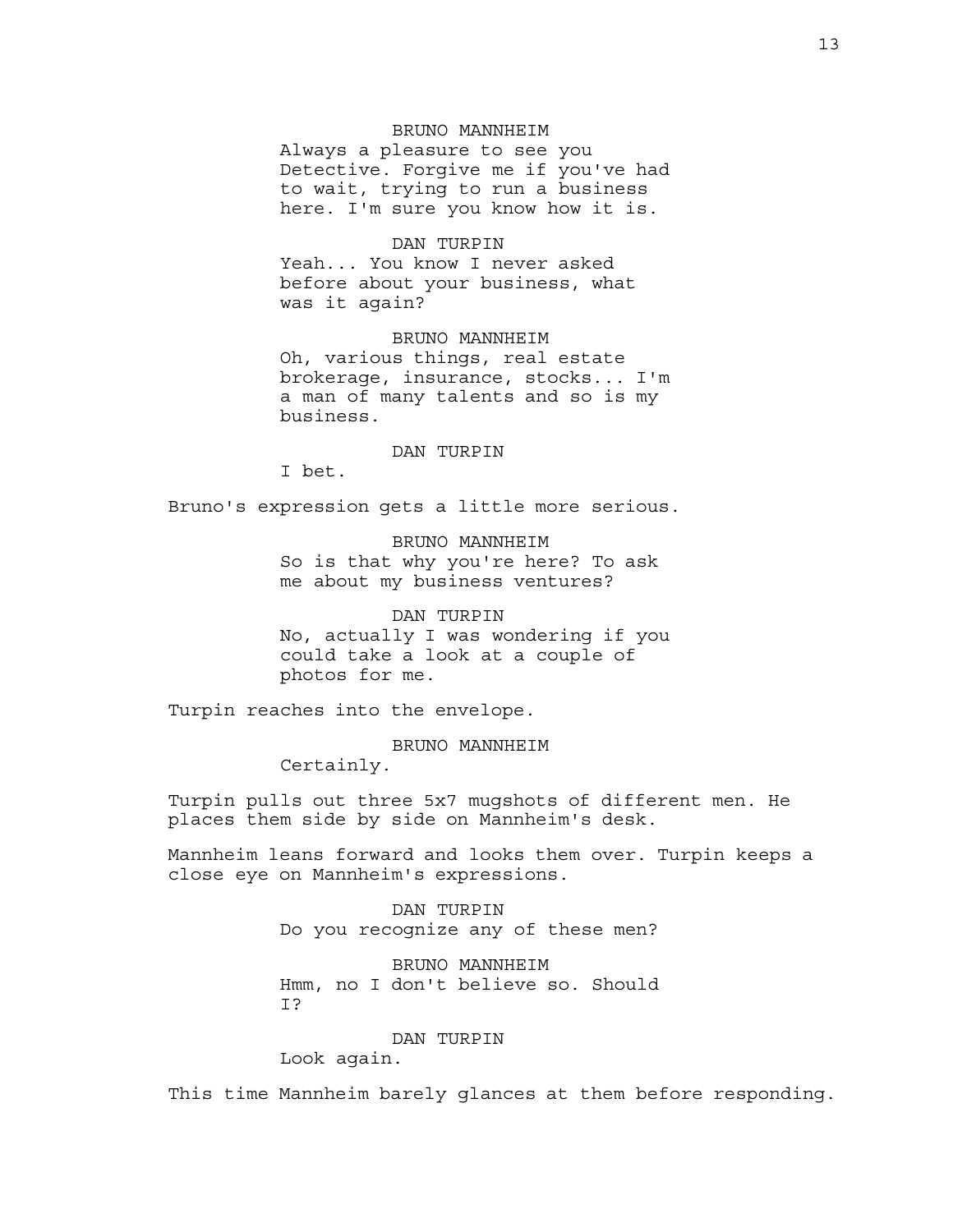BRUNO MANNHEIM

Always a pleasure to see you Detective. Forgive me if you've had to wait, trying to run a business here. I'm sure you know how it is.

DAN TURPIN

Yeah... You know I never asked before about your business, what was it again?

BRUNO MANNHEIM

Oh, various things, real estate brokerage, insurance, stocks... I'm a man of many talents and so is my business.

DAN TURPIN

I bet.

Bruno's expression gets a little more serious.

BRUNO MANNHEIM

So is that why you're here? To ask me about my business ventures?

DAN TURPIN

No, actually I was wondering if you could take a look at a couple of photos for me.

Turpin reaches into the envelope.

BRUNO MANNHEIM

Certainly.

Turpin pulls out three 5x7 mugshots of different men. He places them side by side on Mannheim's desk.

Mannheim leans forward and looks them over. Turpin keeps a close eye on Mannheim's expressions.

DAN TURPIN

Do you recognize any of these men?

BRUNO MANNHEIM

Hmm, no I don't believe so. Should I?

DAN TURPIN

Look again.

This time Mannheim barely glances at them before responding.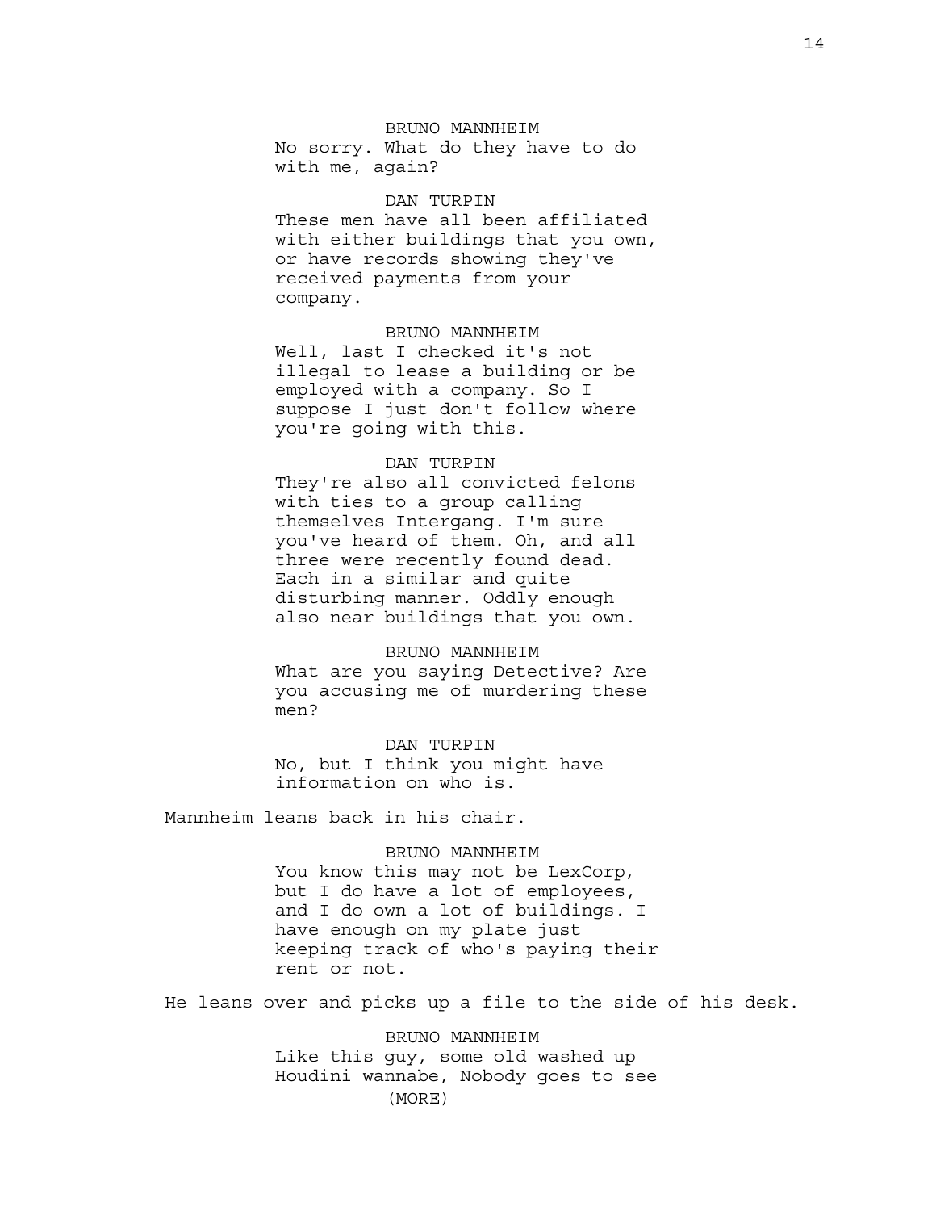BRUNO MANNHEIM

No sorry. What do they have to do with me, again?

DAN TURPIN

These men have all been affiliated with either buildings that you own, or have records showing they've received payments from your company.

BRUNO MANNHEIM

Well, last I checked it's not illegal to lease a building or be employed with a company. So I suppose I just don't follow where you're going with this.

DAN TURPIN

They're also all convicted felons with ties to a group calling themselves Intergang. I'm sure you've heard of them. Oh, and all three were recently found dead. Each in a similar and quite disturbing manner. Oddly enough also near buildings that you own.

BRUNO MANNHEIM

What are you saying Detective? Are you accusing me of murdering these men?

DAN TURPIN

No, but I think you might have information on who is.

Mannheim leans back in his chair.

BRUNO MANNHEIM

You know this may not be LexCorp, but I do have a lot of employees, and I do own a lot of buildings. I have enough on my plate just keeping track of who's paying their rent or not.

He leans over and picks up a file to the side of his desk.

BRUNO MANNHEIM

Like this guy, some old washed up Houdini wannabe, Nobody goes to see

(MORE)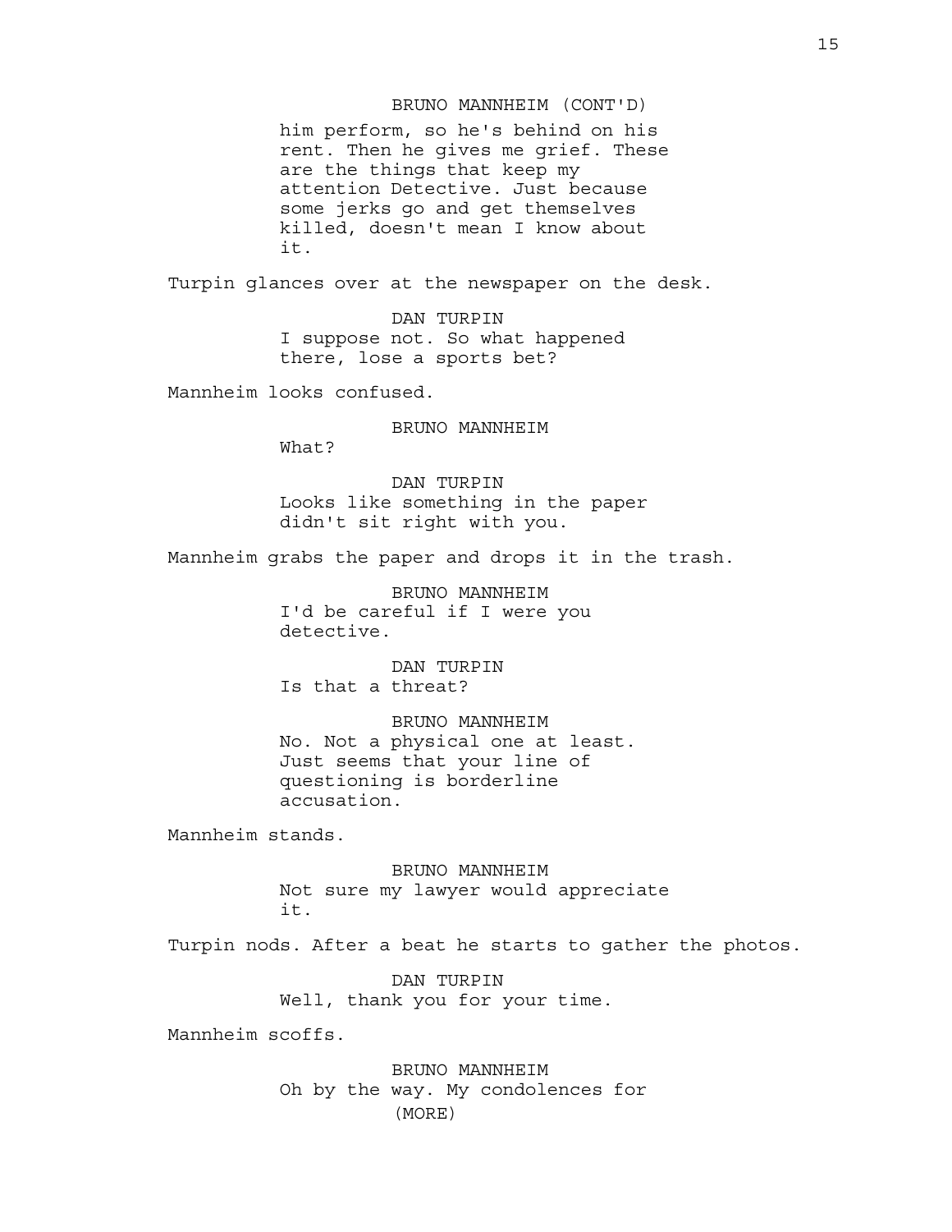BRUNO MANNHEIM (CONT'D)

him perform, so he's behind on his rent. Then he gives me grief. These are the things that keep my attention Detective. Just because some jerks go and get themselves killed, doesn't mean I know about it.

Turpin glances over at the newspaper on the desk.

DAN TURPIN

I suppose not. So what happened there, lose a sports bet?

Mannheim looks confused.

BRUNO MANNHEIM

What?

DAN TURPIN

Looks like something in the paper didn't sit right with you.

Mannheim grabs the paper and drops it in the trash.

BRUNO MANNHEIM

I'd be careful if I were you detective.

DAN TURPIN

Is that a threat?

BRUNO MANNHEIM

No. Not a physical one at least. Just seems that your line of questioning is borderline accusation.

Mannheim stands.

BRUNO MANNHEIM

Not sure my lawyer would appreciate it.

Turpin nods. After a beat he starts to gather the photos.

DAN TURPIN

Well, thank you for your time.

Mannheim scoffs.

BRUNO MANNHEIM

Oh by the way. My condolences for

(MORE)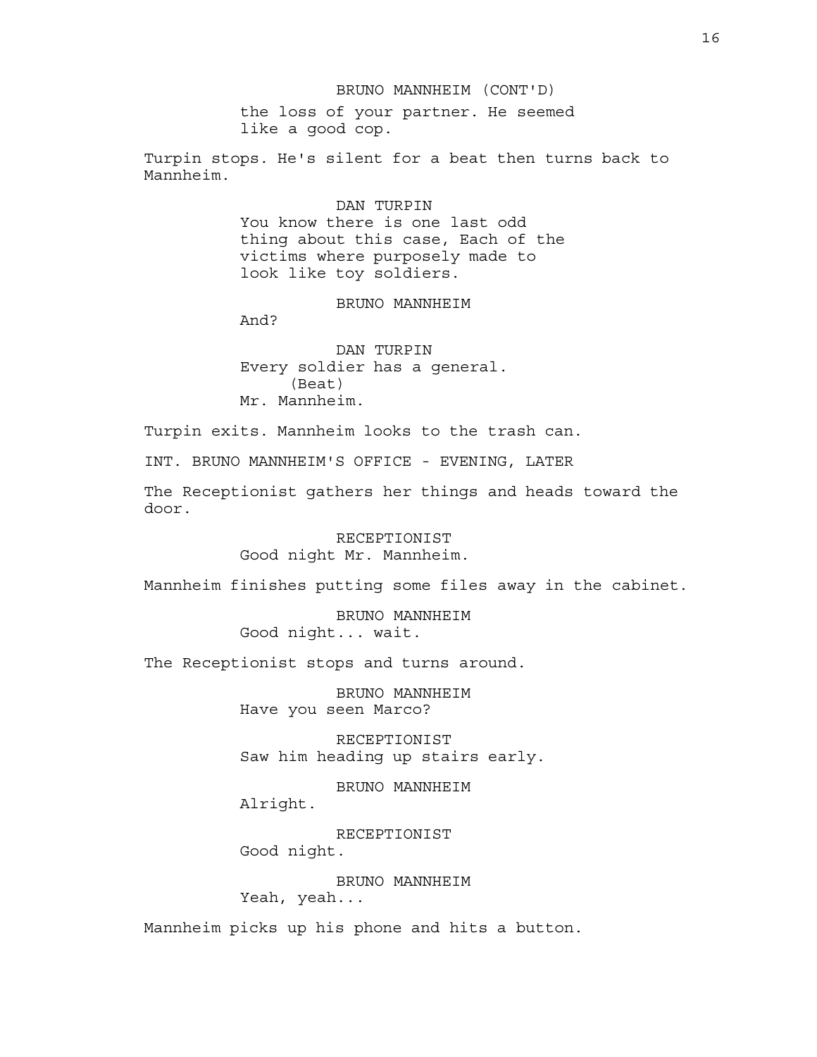BRUNO MANNHEIM (CONT'D)
the loss of your partner. He seemed like a good cop.

Turpin stops. He's silent for a beat then turns back to Mannheim.

DAN TURPIN
You know there is one last odd thing about this case, Each of the victims where purposely made to look like toy soldiers.

BRUNO MANNHEIM
And?

DAN TURPIN
Every soldier has a general.
(Beat)
Mr. Mannheim.

Turpin exits. Mannheim looks to the trash can.

INT. BRUNO MANNHEIM'S OFFICE - EVENING, LATER

The Receptionist gathers her things and heads toward the door.

RECEPTIONIST
Good night Mr. Mannheim.

Mannheim finishes putting some files away in the cabinet.

BRUNO MANNHEIM
Good night... wait.

The Receptionist stops and turns around.

BRUNO MANNHEIM
Have you seen Marco?

RECEPTIONIST
Saw him heading up stairs early.

BRUNO MANNHEIM
Alright.

RECEPTIONIST
Good night.

BRUNO MANNHEIM
Yeah, yeah...

Mannheim picks up his phone and hits a button.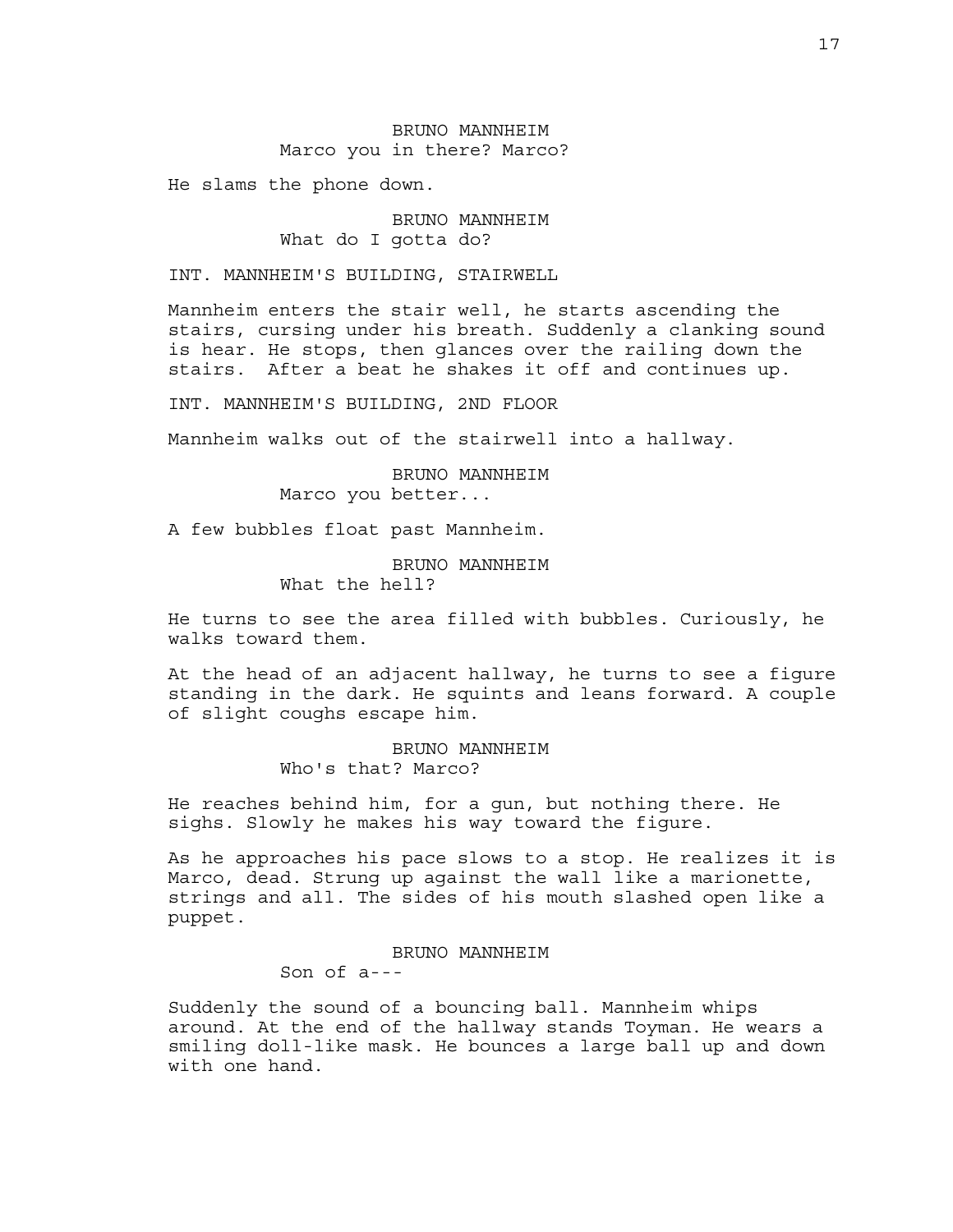BRUNO MANNHEIM
Marco you in there? Marco?

He slams the phone down.

BRUNO MANNHEIM
What do I gotta do?

INT. MANNHEIM'S BUILDING, STAIRWELL

Mannheim enters the stair well, he starts ascending the stairs, cursing under his breath. Suddenly a clanking sound is hear. He stops, then glances over the railing down the stairs. After a beat he shakes it off and continues up.

INT. MANNHEIM'S BUILDING, 2ND FLOOR

Mannheim walks out of the stairwell into a hallway.

BRUNO MANNHEIM
Marco you better...

A few bubbles float past Mannheim.

BRUNO MANNHEIM
What the hell?

He turns to see the area filled with bubbles. Curiously, he walks toward them.

At the head of an adjacent hallway, he turns to see a figure standing in the dark. He squints and leans forward. A couple of slight coughs escape him.

BRUNO MANNHEIM
Who's that? Marco?

He reaches behind him, for a gun, but nothing there. He sighs. Slowly he makes his way toward the figure.

As he approaches his pace slows to a stop. He realizes it is Marco, dead. Strung up against the wall like a marionette, strings and all. The sides of his mouth slashed open like a puppet.

BRUNO MANNHEIM
Son of a---

Suddenly the sound of a bouncing ball. Mannheim whips around. At the end of the hallway stands Toyman. He wears a smiling doll-like mask. He bounces a large ball up and down with one hand.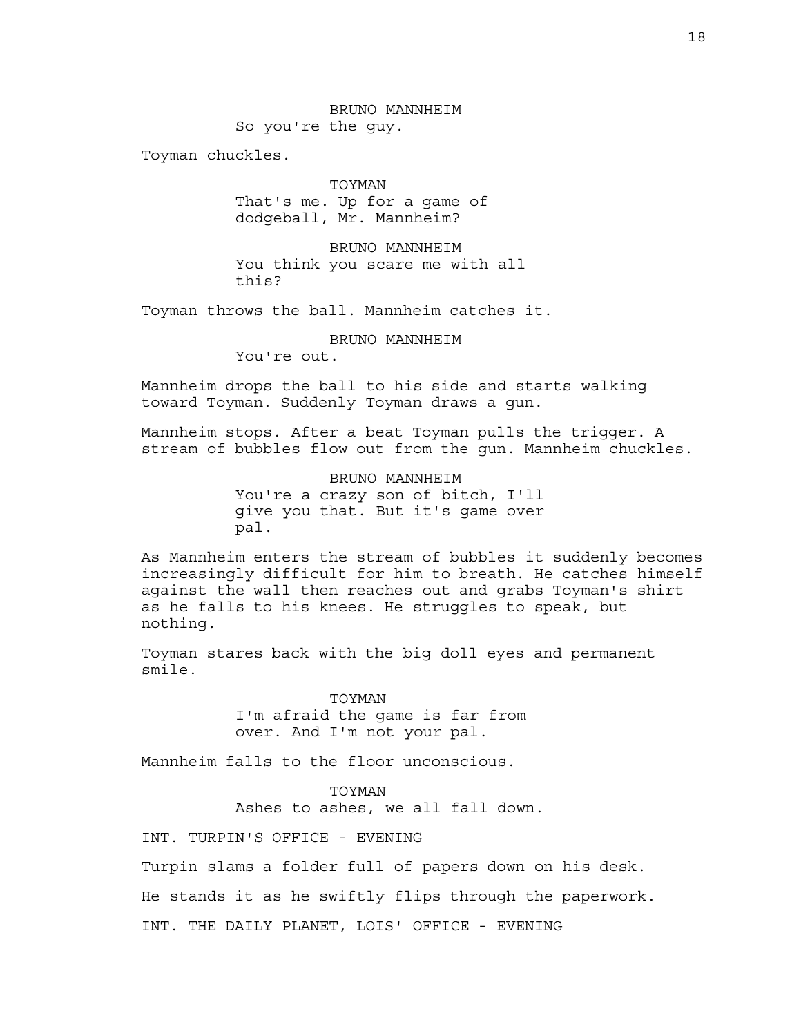BRUNO MANNHEIM
So you're the guy.

Toyman chuckles.

TOYMAN
That's me. Up for a game of dodgeball, Mr. Mannheim?

BRUNO MANNHEIM
You think you scare me with all this?

Toyman throws the ball. Mannheim catches it.

BRUNO MANNHEIM
You're out.

Mannheim drops the ball to his side and starts walking toward Toyman. Suddenly Toyman draws a gun.

Mannheim stops. After a beat Toyman pulls the trigger. A stream of bubbles flow out from the gun. Mannheim chuckles.

BRUNO MANNHEIM
You're a crazy son of bitch, I'll give you that. But it's game over pal.

As Mannheim enters the stream of bubbles it suddenly becomes increasingly difficult for him to breath. He catches himself against the wall then reaches out and grabs Toyman's shirt as he falls to his knees. He struggles to speak, but nothing.

Toyman stares back with the big doll eyes and permanent smile.

TOYMAN
I'm afraid the game is far from over. And I'm not your pal.

Mannheim falls to the floor unconscious.

TOYMAN
Ashes to ashes, we all fall down.

INT. TURPIN'S OFFICE - EVENING

Turpin slams a folder full of papers down on his desk.

He stands it as he swiftly flips through the paperwork.

INT. THE DAILY PLANET, LOIS' OFFICE - EVENING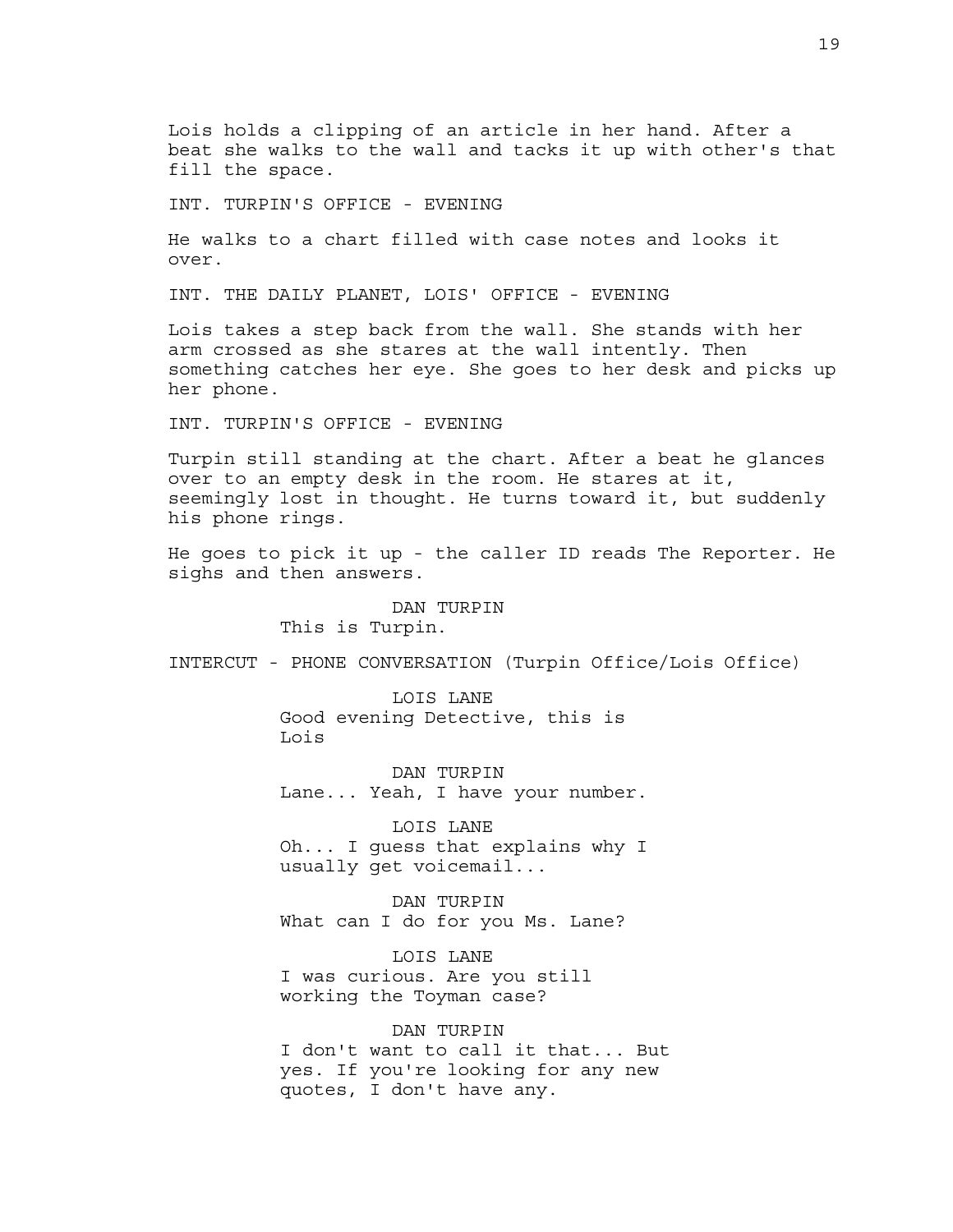Lois holds a clipping of an article in her hand. After a beat she walks to the wall and tacks it up with other's that fill the space.

INT. TURPIN'S OFFICE - EVENING

He walks to a chart filled with case notes and looks it over.

INT. THE DAILY PLANET, LOIS' OFFICE - EVENING

Lois takes a step back from the wall. She stands with her arm crossed as she stares at the wall intently. Then something catches her eye. She goes to her desk and picks up her phone.

INT. TURPIN'S OFFICE - EVENING

Turpin still standing at the chart. After a beat he glances over to an empty desk in the room. He stares at it, seemingly lost in thought. He turns toward it, but suddenly his phone rings.

He goes to pick it up - the caller ID reads The Reporter. He sighs and then answers.

DAN TURPIN
This is Turpin.

INTERCUT - PHONE CONVERSATION (Turpin Office/Lois Office)

LOIS LANE
Good evening Detective, this is Lois

DAN TURPIN
Lane... Yeah, I have your number.

LOIS LANE
Oh... I guess that explains why I usually get voicemail...

DAN TURPIN
What can I do for you Ms. Lane?

LOIS LANE
I was curious. Are you still working the Toyman case?

DAN TURPIN
I don't want to call it that... But yes. If you're looking for any new quotes, I don't have any.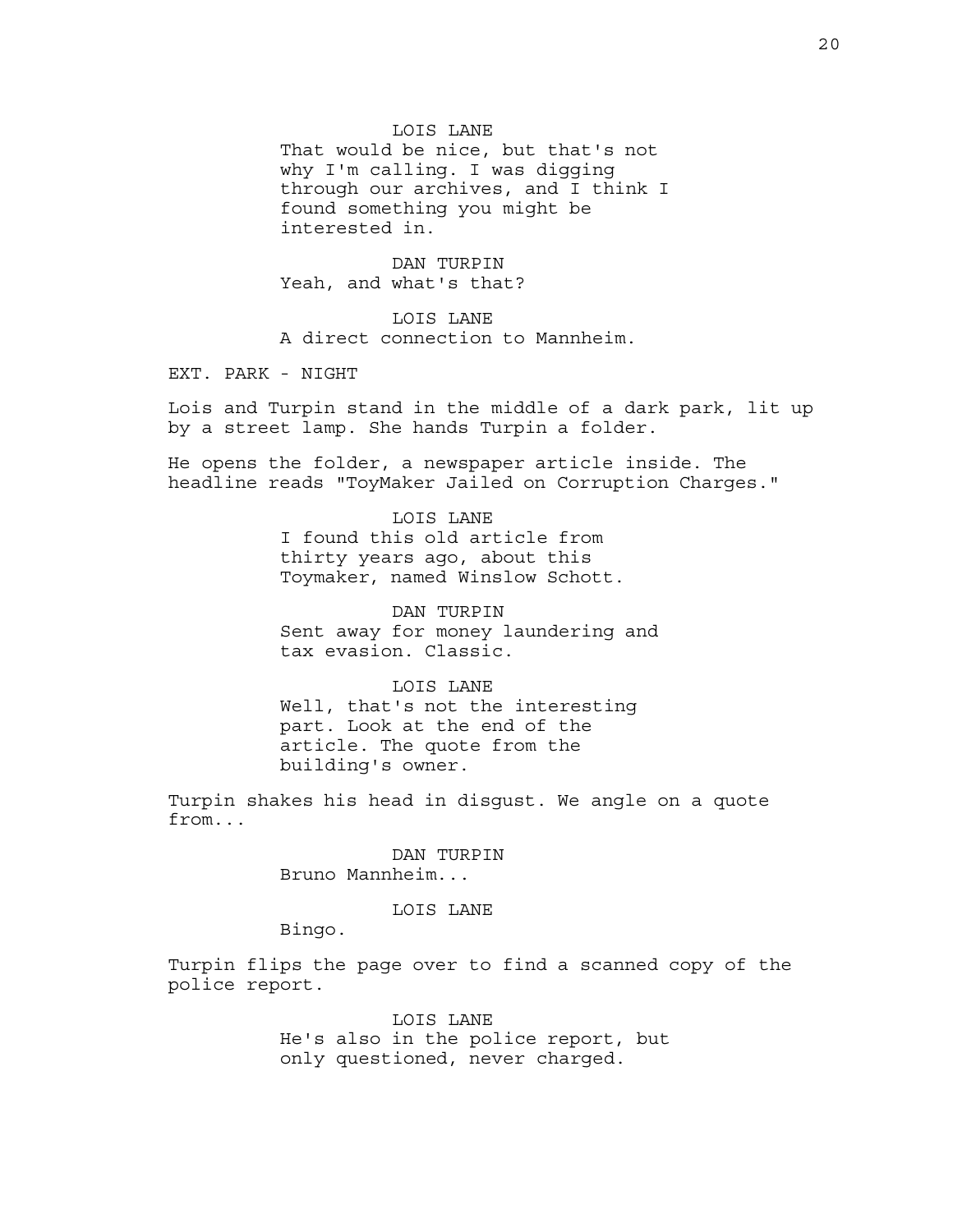LOIS LANE

That would be nice, but that's not why I'm calling. I was digging through our archives, and I think I found something you might be interested in.

DAN TURPIN

Yeah, and what's that?

LOIS LANE

A direct connection to Mannheim.

EXT. PARK - NIGHT

Lois and Turpin stand in the middle of a dark park, lit up by a street lamp. She hands Turpin a folder.

He opens the folder, a newspaper article inside. The headline reads "ToyMaker Jailed on Corruption Charges."

LOIS LANE

I found this old article from thirty years ago, about this Toymaker, named Winslow Schott.

DAN TURPIN

Sent away for money laundering and tax evasion. Classic.

LOIS LANE

Well, that's not the interesting part. Look at the end of the article. The quote from the building's owner.

Turpin shakes his head in disgust. We angle on a quote from...

DAN TURPIN

Bruno Mannheim...

LOIS LANE

Bingo.

Turpin flips the page over to find a scanned copy of the police report.

LOIS LANE

He's also in the police report, but only questioned, never charged.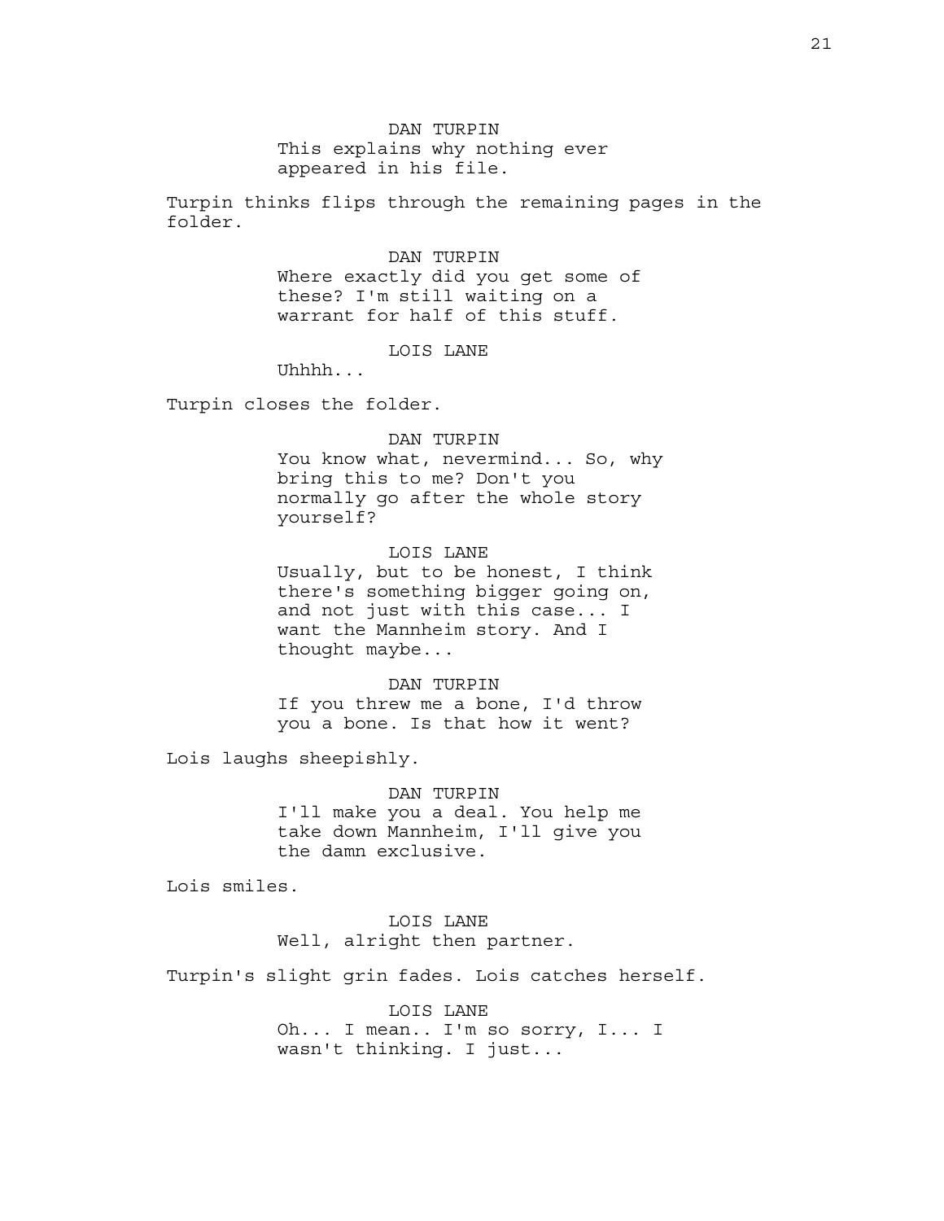DAN TURPIN
This explains why nothing ever appeared in his file.

Turpin thinks flips through the remaining pages in the folder.

DAN TURPIN
Where exactly did you get some of these? I'm still waiting on a warrant for half of this stuff.

LOIS LANE
Uhhhh...

Turpin closes the folder.

DAN TURPIN
You know what, nevermind... So, why bring this to me? Don't you normally go after the whole story yourself?

LOIS LANE
Usually, but to be honest, I think there's something bigger going on, and not just with this case... I want the Mannheim story. And I thought maybe...

DAN TURPIN
If you threw me a bone, I'd throw you a bone. Is that how it went?

Lois laughs sheepishly.

DAN TURPIN
I'll make you a deal. You help me take down Mannheim, I'll give you the damn exclusive.

Lois smiles.

LOIS LANE
Well, alright then partner.

Turpin's slight grin fades. Lois catches herself.

LOIS LANE
Oh... I mean.. I'm so sorry, I... I wasn't thinking. I just...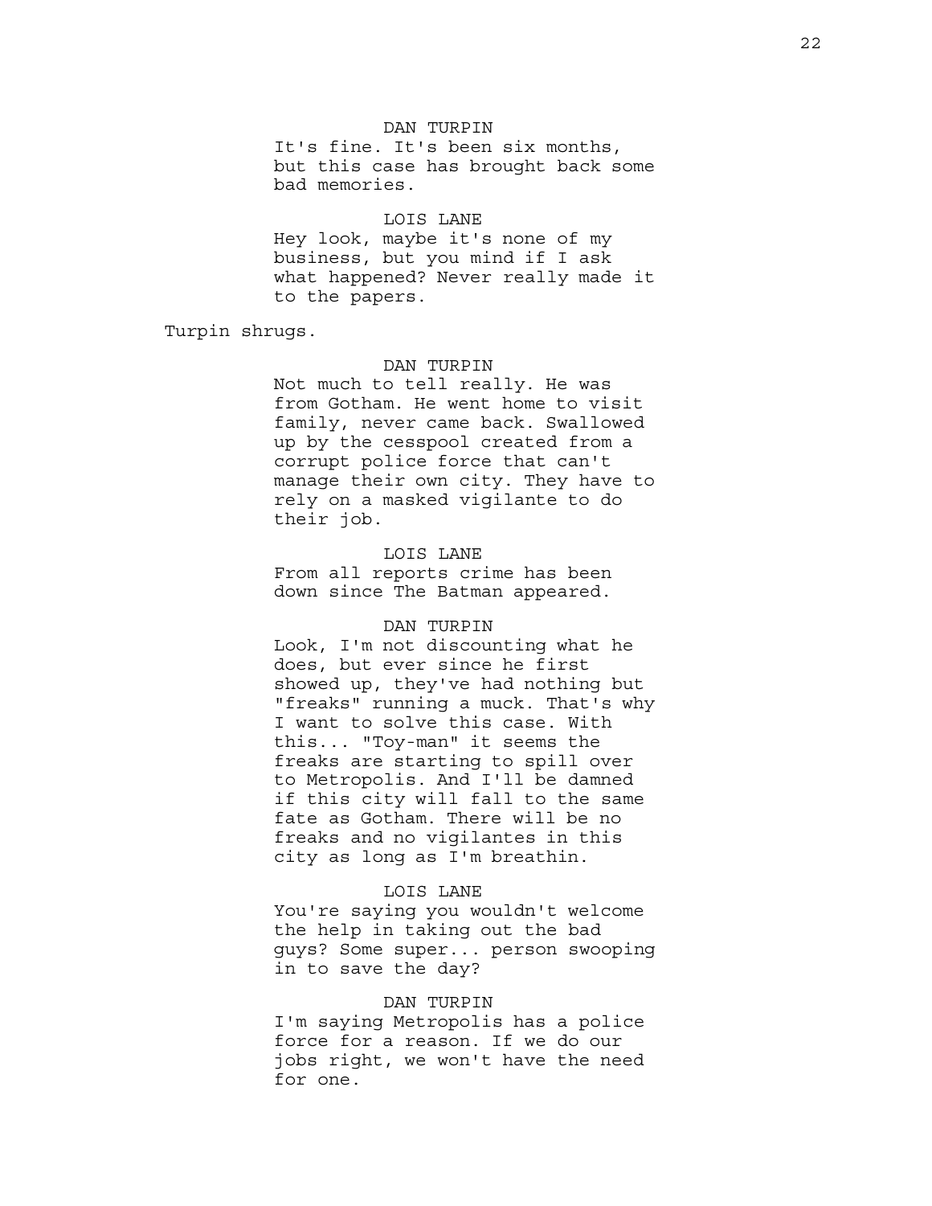DAN TURPIN

It's fine. It's been six months, but this case has brought back some bad memories.

LOIS LANE

Hey look, maybe it's none of my business, but you mind if I ask what happened? Never really made it to the papers.

Turpin shrugs.

DAN TURPIN

Not much to tell really. He was from Gotham. He went home to visit family, never came back. Swallowed up by the cesspool created from a corrupt police force that can't manage their own city. They have to rely on a masked vigilante to do their job.

LOIS LANE

From all reports crime has been down since The Batman appeared.

DAN TURPIN

Look, I'm not discounting what he does, but ever since he first showed up, they've had nothing but "freaks" running a muck. That's why I want to solve this case. With this... "Toy-man" it seems the freaks are starting to spill over to Metropolis. And I'll be damned if this city will fall to the same fate as Gotham. There will be no freaks and no vigilantes in this city as long as I'm breathin.

LOIS LANE

You're saying you wouldn't welcome the help in taking out the bad guys? Some super... person swooping in to save the day?

DAN TURPIN

I'm saying Metropolis has a police force for a reason. If we do our jobs right, we won't have the need for one.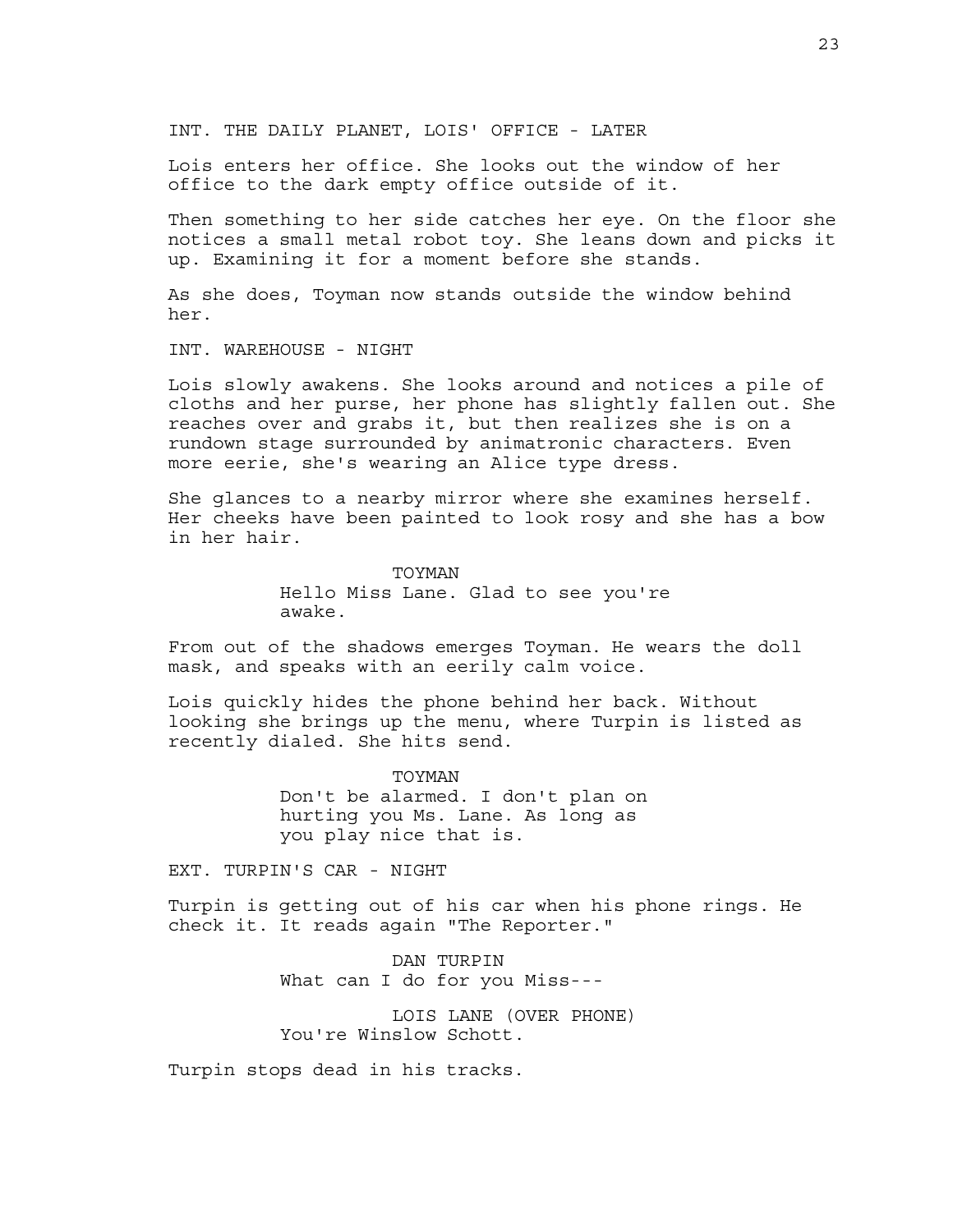INT. THE DAILY PLANET, LOIS' OFFICE - LATER

Lois enters her office. She looks out the window of her office to the dark empty office outside of it.

Then something to her side catches her eye. On the floor she notices a small metal robot toy. She leans down and picks it up. Examining it for a moment before she stands.

As she does, Toyman now stands outside the window behind her.

INT. WAREHOUSE - NIGHT

Lois slowly awakens. She looks around and notices a pile of cloths and her purse, her phone has slightly fallen out. She reaches over and grabs it, but then realizes she is on a rundown stage surrounded by animatronic characters. Even more eerie, she's wearing an Alice type dress.

She glances to a nearby mirror where she examines herself. Her cheeks have been painted to look rosy and she has a bow in her hair.

TOYMAN
Hello Miss Lane. Glad to see you're awake.

From out of the shadows emerges Toyman. He wears the doll mask, and speaks with an eerily calm voice.

Lois quickly hides the phone behind her back. Without looking she brings up the menu, where Turpin is listed as recently dialed. She hits send.

TOYMAN
Don't be alarmed. I don't plan on hurting you Ms. Lane. As long as you play nice that is.

EXT. TURPIN'S CAR - NIGHT

Turpin is getting out of his car when his phone rings. He check it. It reads again "The Reporter."

DAN TURPIN
What can I do for you Miss---

LOIS LANE (OVER PHONE)
You're Winslow Schott.

Turpin stops dead in his tracks.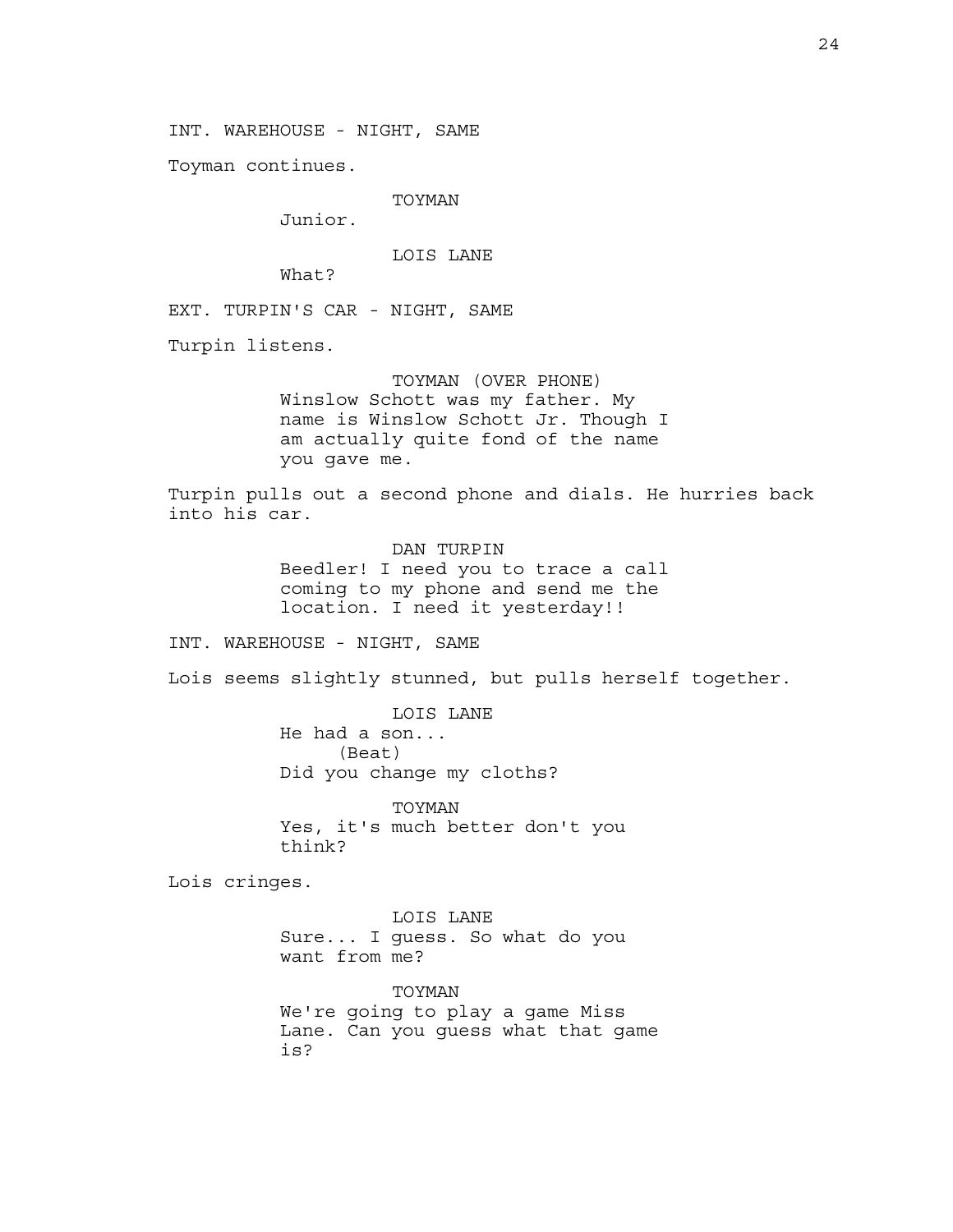INT. WAREHOUSE - NIGHT, SAME

Toyman continues.

TOYMAN
Junior.

LOIS LANE
What?

EXT. TURPIN'S CAR - NIGHT, SAME

Turpin listens.

TOYMAN (OVER PHONE)
Winslow Schott was my father. My name is Winslow Schott Jr. Though I am actually quite fond of the name you gave me.

Turpin pulls out a second phone and dials. He hurries back into his car.

DAN TURPIN
Beedler! I need you to trace a call coming to my phone and send me the location. I need it yesterday!!

INT. WAREHOUSE - NIGHT, SAME

Lois seems slightly stunned, but pulls herself together.

LOIS LANE
He had a son...
(Beat)
Did you change my cloths?

TOYMAN
Yes, it's much better don't you think?

Lois cringes.

LOIS LANE
Sure... I guess. So what do you want from me?

TOYMAN
We're going to play a game Miss Lane. Can you guess what that game is?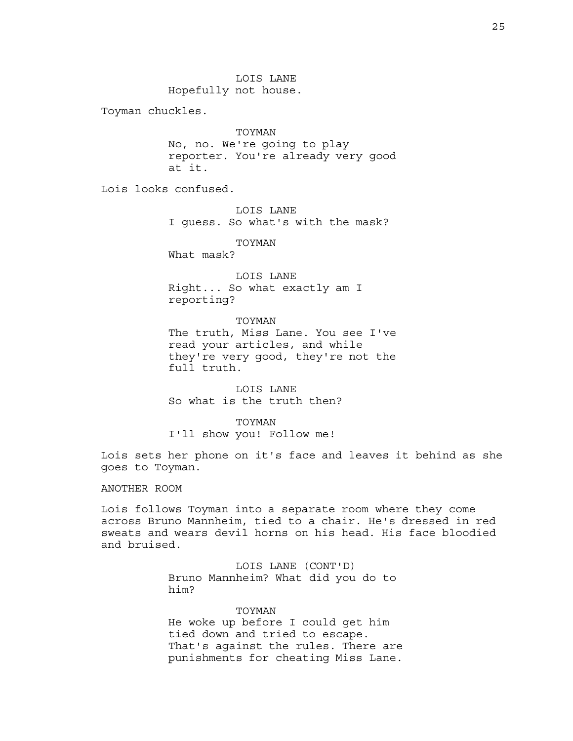LOIS LANE
Hopefully not house.

Toyman chuckles.

TOYMAN
No, no. We're going to play reporter. You're already very good at it.

Lois looks confused.

LOIS LANE
I guess. So what's with the mask?

TOYMAN
What mask?

LOIS LANE
Right... So what exactly am I reporting?

TOYMAN
The truth, Miss Lane. You see I've read your articles, and while they're very good, they're not the full truth.

LOIS LANE
So what is the truth then?

TOYMAN
I'll show you! Follow me!

Lois sets her phone on it's face and leaves it behind as she goes to Toyman.

ANOTHER ROOM

Lois follows Toyman into a separate room where they come across Bruno Mannheim, tied to a chair. He's dressed in red sweats and wears devil horns on his head. His face bloodied and bruised.

LOIS LANE (CONT'D)
Bruno Mannheim? What did you do to him?

TOYMAN
He woke up before I could get him tied down and tried to escape. That's against the rules. There are punishments for cheating Miss Lane.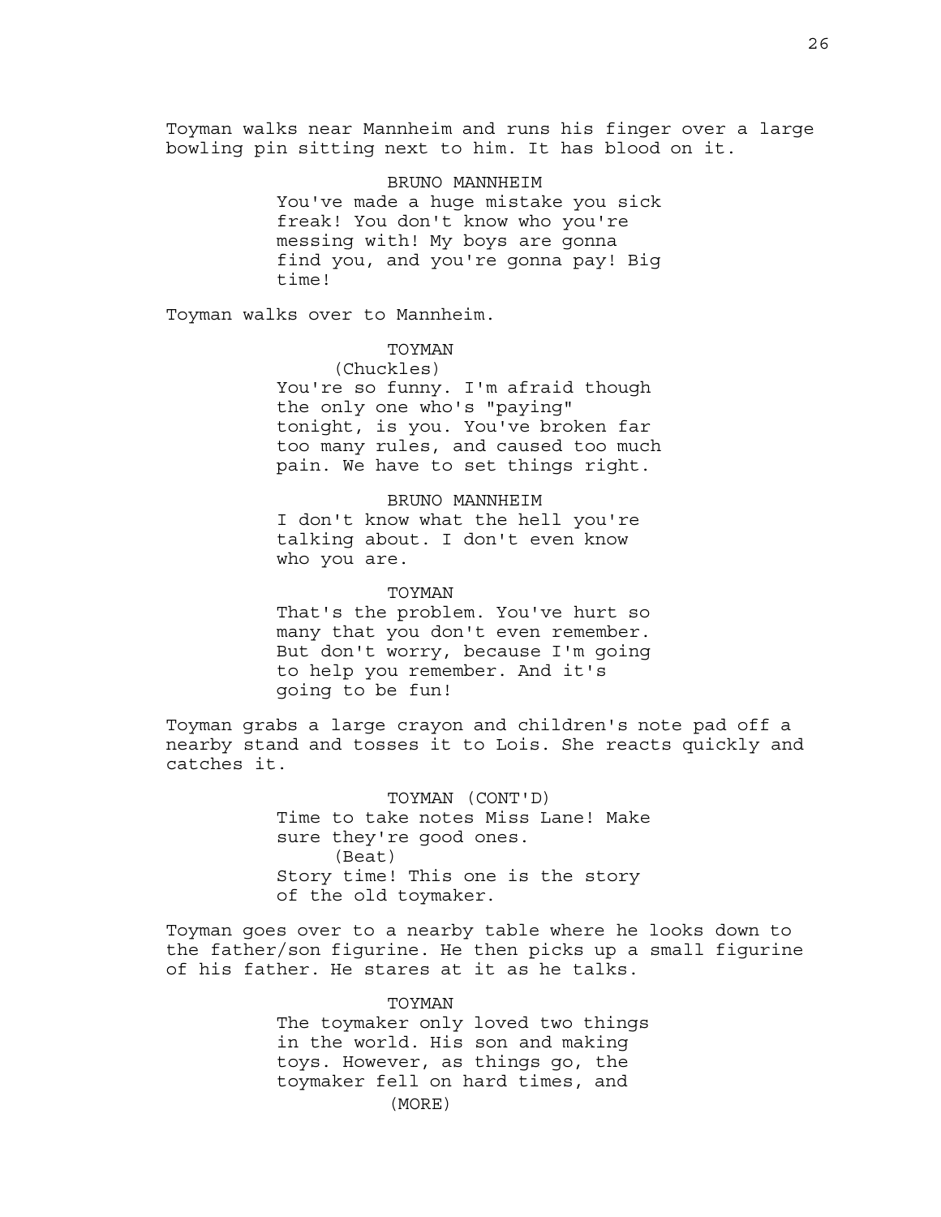Toyman walks near Mannheim and runs his finger over a large bowling pin sitting next to him. It has blood on it.

BRUNO MANNHEIM
You've made a huge mistake you sick freak! You don't know who you're messing with! My boys are gonna find you, and you're gonna pay! Big time!

Toyman walks over to Mannheim.

TOYMAN
(Chuckles)
You're so funny. I'm afraid though the only one who's "paying" tonight, is you. You've broken far too many rules, and caused too much pain. We have to set things right.

BRUNO MANNHEIM
I don't know what the hell you're talking about. I don't even know who you are.

TOYMAN
That's the problem. You've hurt so many that you don't even remember. But don't worry, because I'm going to help you remember. And it's going to be fun!

Toyman grabs a large crayon and children's note pad off a nearby stand and tosses it to Lois. She reacts quickly and catches it.

TOYMAN (CONT'D)
Time to take notes Miss Lane! Make sure they're good ones.
(Beat)
Story time! This one is the story of the old toymaker.

Toyman goes over to a nearby table where he looks down to the father/son figurine. He then picks up a small figurine of his father. He stares at it as he talks.

TOYMAN
The toymaker only loved two things in the world. His son and making toys. However, as things go, the toymaker fell on hard times, and
(MORE)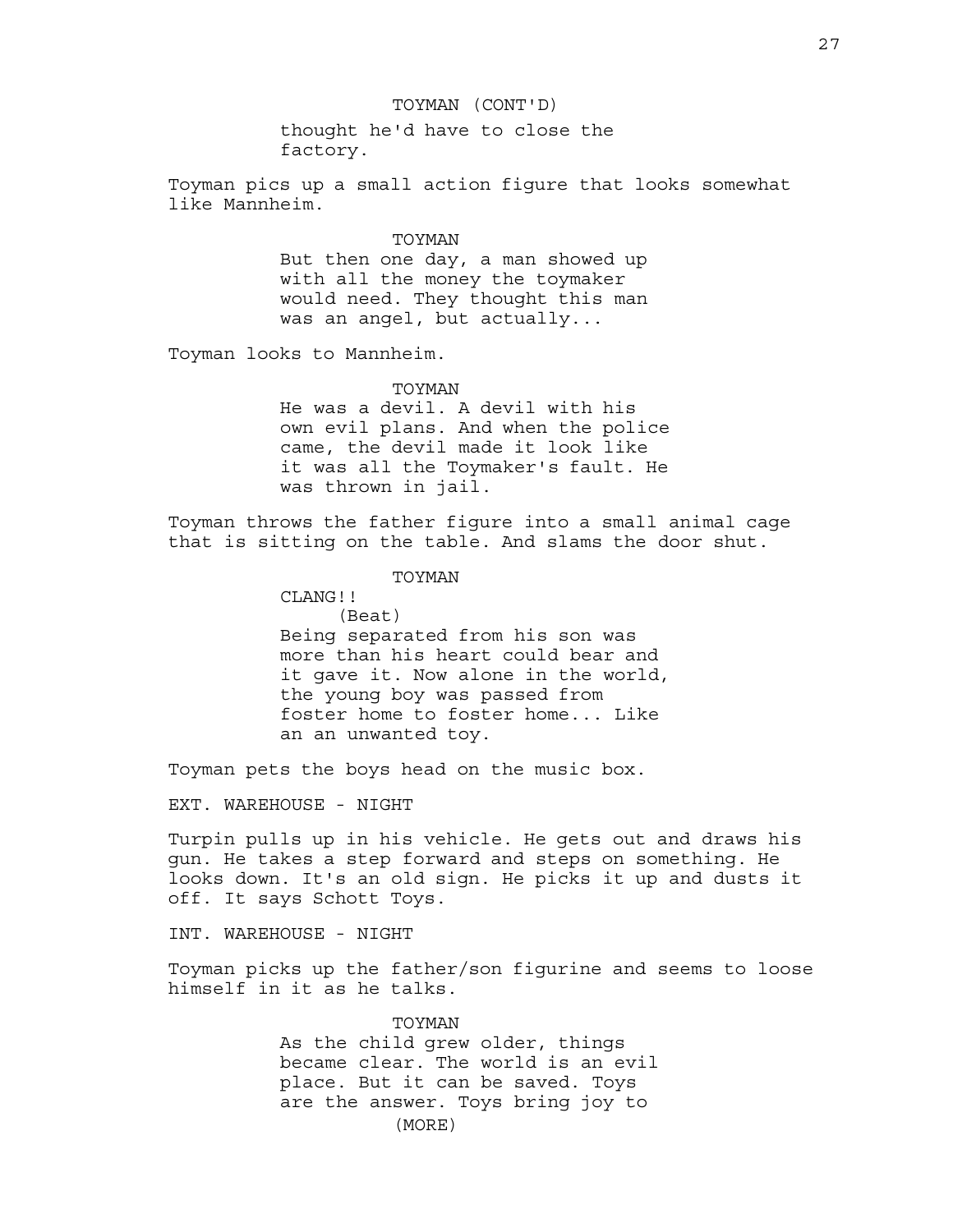TOYMAN (CONT'D)

thought he'd have to close the factory.

Toyman pics up a small action figure that looks somewhat like Mannheim.

TOYMAN

But then one day, a man showed up with all the money the toymaker would need. They thought this man was an angel, but actually...

Toyman looks to Mannheim.

TOYMAN

He was a devil. A devil with his own evil plans. And when the police came, the devil made it look like it was all the Toymaker's fault. He was thrown in jail.

Toyman throws the father figure into a small animal cage that is sitting on the table. And slams the door shut.

TOYMAN

CLANG!!

(Beat)

Being separated from his son was more than his heart could bear and it gave it. Now alone in the world, the young boy was passed from foster home to foster home... Like an an unwanted toy.

Toyman pets the boys head on the music box.

EXT. WAREHOUSE - NIGHT

Turpin pulls up in his vehicle. He gets out and draws his gun. He takes a step forward and steps on something. He looks down. It's an old sign. He picks it up and dusts it off. It says Schott Toys.

INT. WAREHOUSE - NIGHT

Toyman picks up the father/son figurine and seems to loose himself in it as he talks.

TOYMAN

As the child grew older, things became clear. The world is an evil place. But it can be saved. Toys are the answer. Toys bring joy to

(MORE)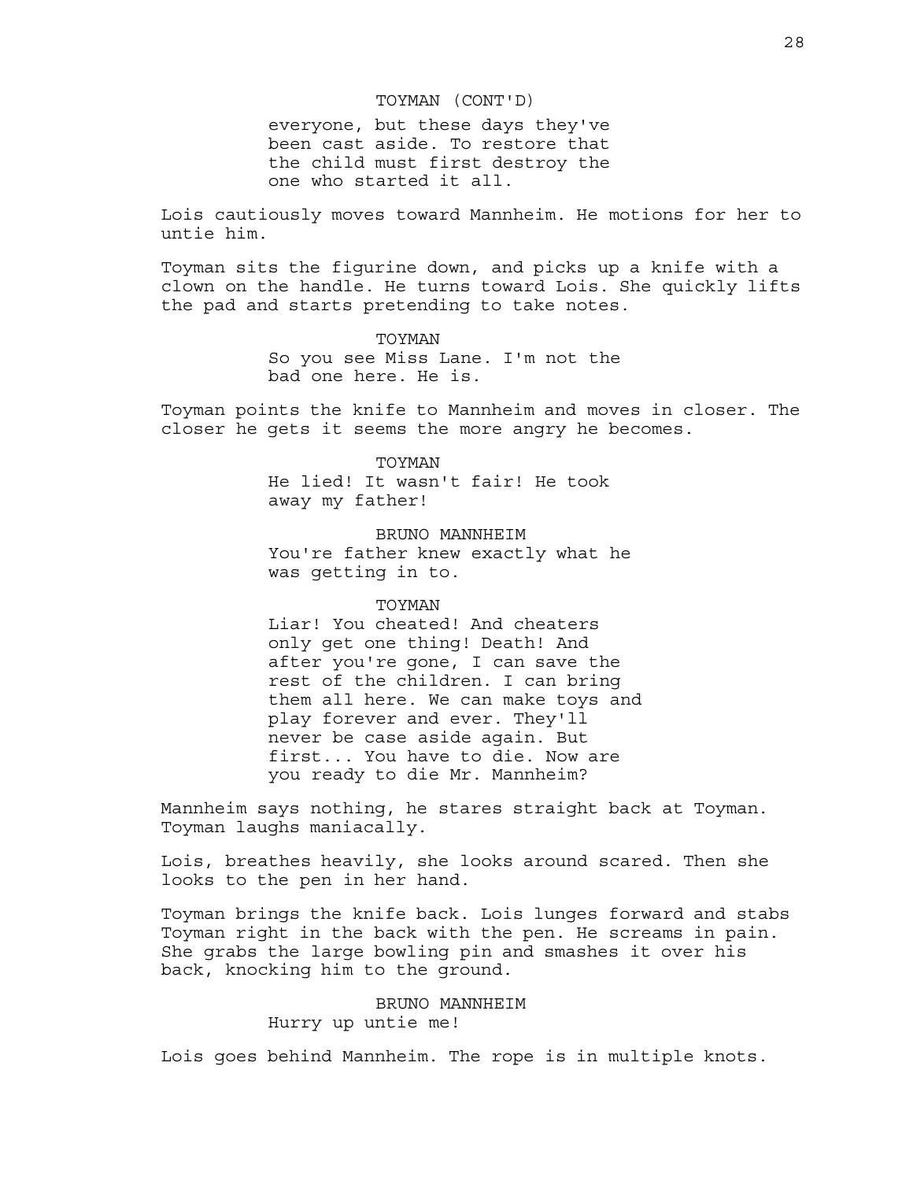TOYMAN (CONT'D)

everyone, but these days they've been cast aside. To restore that the child must first destroy the one who started it all.

Lois cautiously moves toward Mannheim. He motions for her to untie him.

Toyman sits the figurine down, and picks up a knife with a clown on the handle. He turns toward Lois. She quickly lifts the pad and starts pretending to take notes.

TOYMAN

So you see Miss Lane. I'm not the bad one here. He is.

Toyman points the knife to Mannheim and moves in closer. The closer he gets it seems the more angry he becomes.

TOYMAN

He lied! It wasn't fair! He took away my father!

BRUNO MANNHEIM

You're father knew exactly what he was getting in to.

TOYMAN

Liar! You cheated! And cheaters only get one thing! Death! And after you're gone, I can save the rest of the children. I can bring them all here. We can make toys and play forever and ever. They'll never be case aside again. But first... You have to die. Now are you ready to die Mr. Mannheim?

Mannheim says nothing, he stares straight back at Toyman. Toyman laughs maniacally.

Lois, breathes heavily, she looks around scared. Then she looks to the pen in her hand.

Toyman brings the knife back. Lois lunges forward and stabs Toyman right in the back with the pen. He screams in pain. She grabs the large bowling pin and smashes it over his back, knocking him to the ground.

BRUNO MANNHEIM

Hurry up untie me!

Lois goes behind Mannheim. The rope is in multiple knots.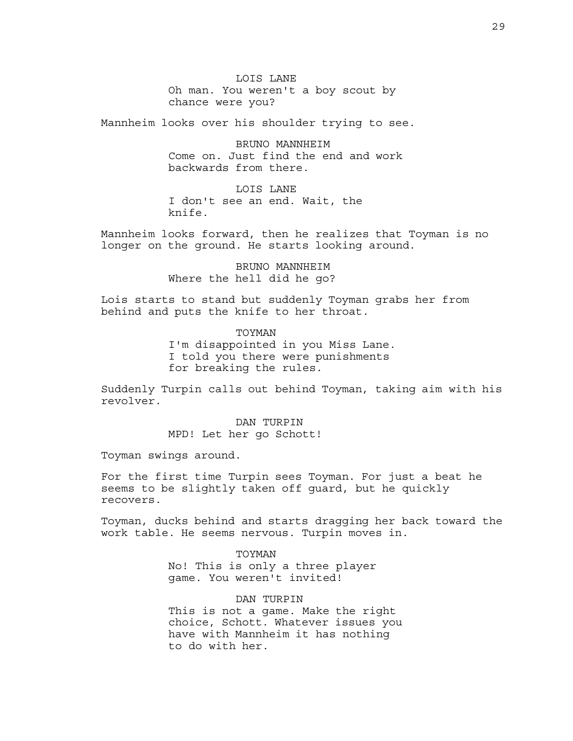LOIS LANE

Oh man. You weren't a boy scout by chance were you?

Mannheim looks over his shoulder trying to see.

BRUNO MANNHEIM

Come on. Just find the end and work backwards from there.

LOIS LANE

I don't see an end. Wait, the knife.

Mannheim looks forward, then he realizes that Toyman is no longer on the ground. He starts looking around.

BRUNO MANNHEIM

Where the hell did he go?

Lois starts to stand but suddenly Toyman grabs her from behind and puts the knife to her throat.

TOYMAN

I'm disappointed in you Miss Lane. I told you there were punishments for breaking the rules.

Suddenly Turpin calls out behind Toyman, taking aim with his revolver.

DAN TURPIN

MPD! Let her go Schott!

Toyman swings around.

For the first time Turpin sees Toyman. For just a beat he seems to be slightly taken off guard, but he quickly recovers.

Toyman, ducks behind and starts dragging her back toward the work table. He seems nervous. Turpin moves in.

TOYMAN

No! This is only a three player game. You weren't invited!

DAN TURPIN

This is not a game. Make the right choice, Schott. Whatever issues you have with Mannheim it has nothing to do with her.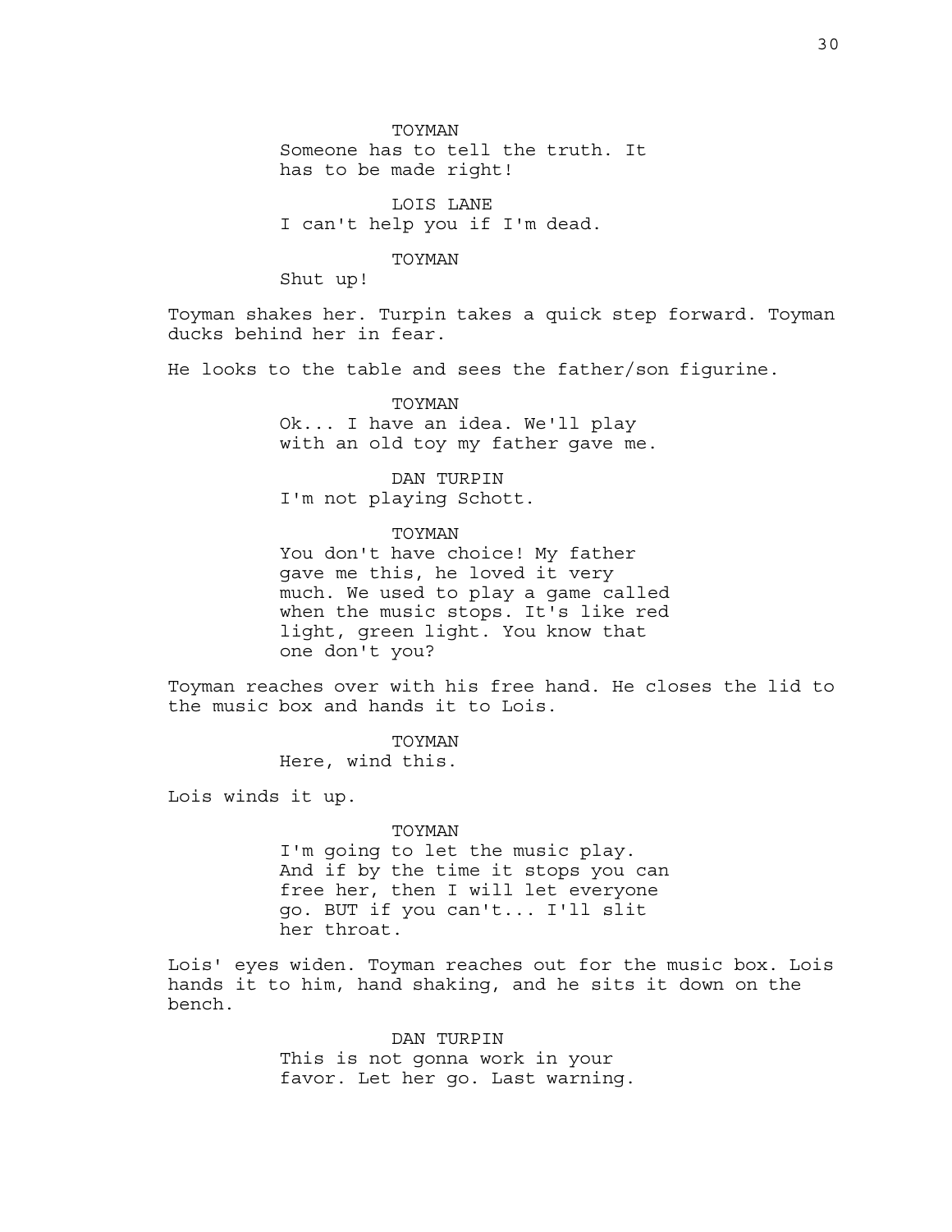TOYMAN
Someone has to tell the truth. It has to be made right!

LOIS LANE
I can't help you if I'm dead.

TOYMAN
Shut up!

Toyman shakes her. Turpin takes a quick step forward. Toyman ducks behind her in fear.

He looks to the table and sees the father/son figurine.

TOYMAN
Ok... I have an idea. We'll play with an old toy my father gave me.

DAN TURPIN
I'm not playing Schott.

TOYMAN
You don't have choice! My father gave me this, he loved it very much. We used to play a game called when the music stops. It's like red light, green light. You know that one don't you?

Toyman reaches over with his free hand. He closes the lid to the music box and hands it to Lois.

TOYMAN
Here, wind this.

Lois winds it up.

TOYMAN
I'm going to let the music play. And if by the time it stops you can free her, then I will let everyone go. BUT if you can't... I'll slit her throat.

Lois' eyes widen. Toyman reaches out for the music box. Lois hands it to him, hand shaking, and he sits it down on the bench.

DAN TURPIN
This is not gonna work in your favor. Let her go. Last warning.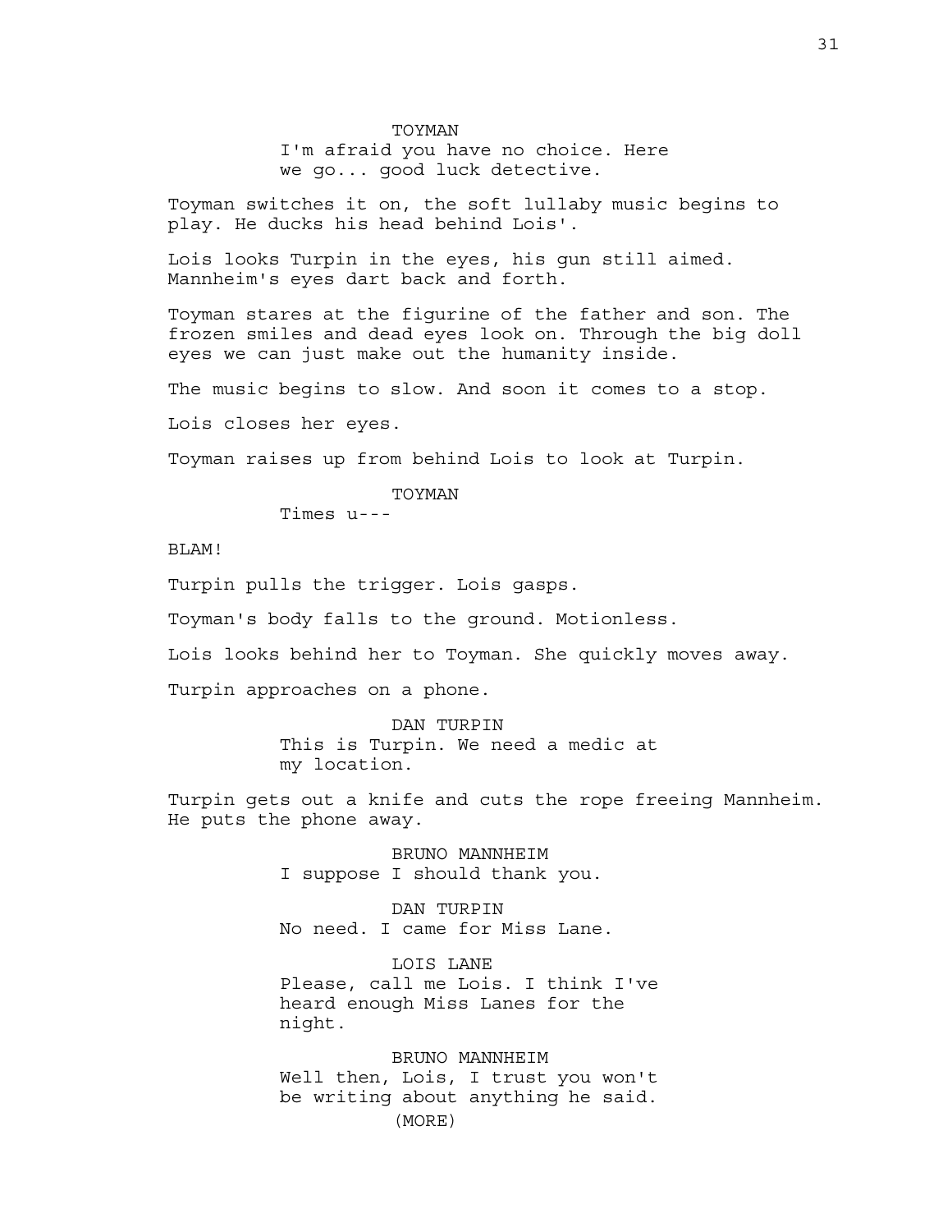TOYMAN
I'm afraid you have no choice. Here we go... good luck detective.

Toyman switches it on, the soft lullaby music begins to play. He ducks his head behind Lois'.

Lois looks Turpin in the eyes, his gun still aimed. Mannheim's eyes dart back and forth.

Toyman stares at the figurine of the father and son. The frozen smiles and dead eyes look on. Through the big doll eyes we can just make out the humanity inside.

The music begins to slow. And soon it comes to a stop.

Lois closes her eyes.

Toyman raises up from behind Lois to look at Turpin.

TOYMAN
Times u---

BLAM!

Turpin pulls the trigger. Lois gasps.

Toyman's body falls to the ground. Motionless.

Lois looks behind her to Toyman. She quickly moves away.

Turpin approaches on a phone.

DAN TURPIN
This is Turpin. We need a medic at my location.

Turpin gets out a knife and cuts the rope freeing Mannheim. He puts the phone away.

BRUNO MANNHEIM
I suppose I should thank you.

DAN TURPIN
No need. I came for Miss Lane.

LOIS LANE
Please, call me Lois. I think I've heard enough Miss Lanes for the night.

BRUNO MANNHEIM
Well then, Lois, I trust you won't be writing about anything he said.
(MORE)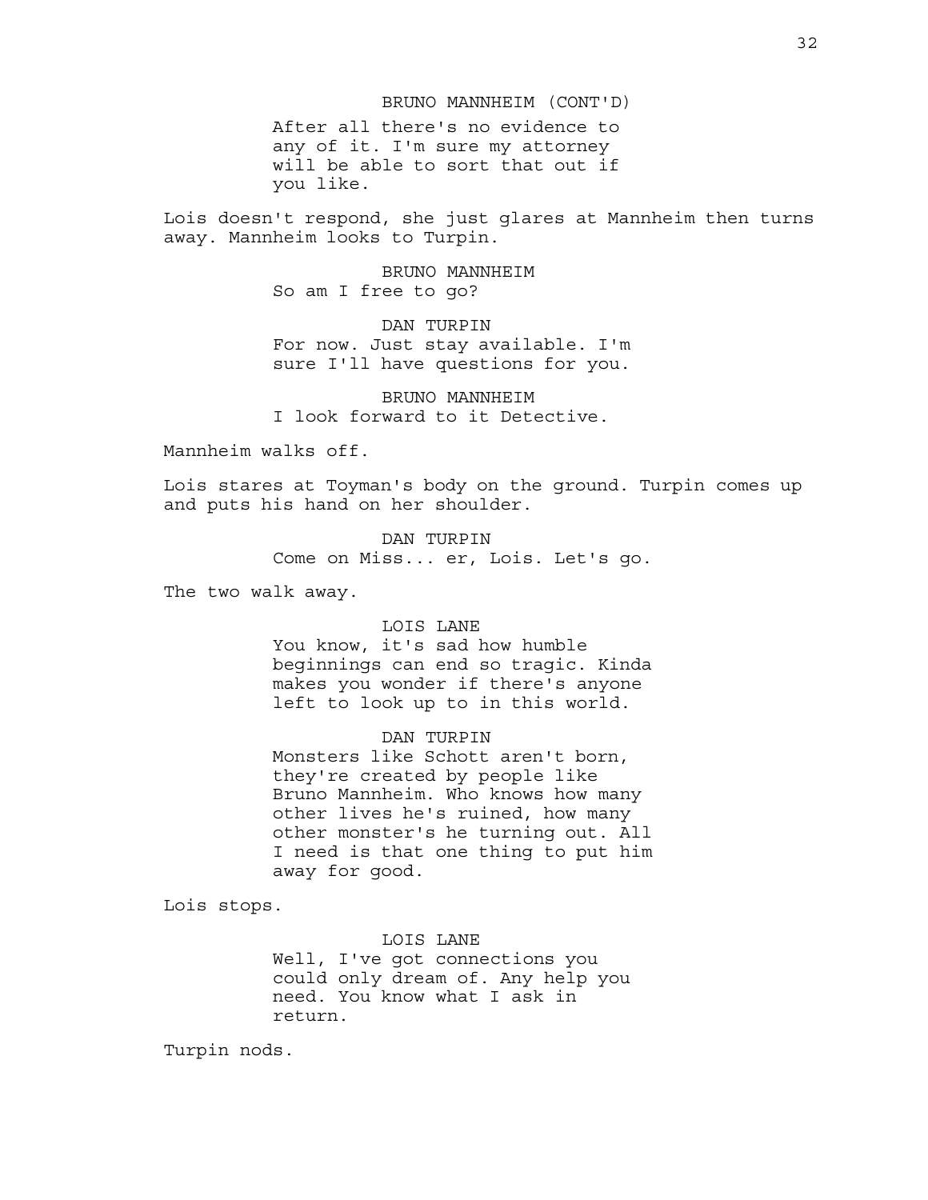BRUNO MANNHEIM (CONT'D)
After all there's no evidence to any of it. I'm sure my attorney will be able to sort that out if you like.

Lois doesn't respond, she just glares at Mannheim then turns away. Mannheim looks to Turpin.

BRUNO MANNHEIM
So am I free to go?

DAN TURPIN
For now. Just stay available. I'm sure I'll have questions for you.

BRUNO MANNHEIM
I look forward to it Detective.

Mannheim walks off.

Lois stares at Toyman's body on the ground. Turpin comes up and puts his hand on her shoulder.

DAN TURPIN
Come on Miss... er, Lois. Let's go.

The two walk away.

LOIS LANE
You know, it's sad how humble beginnings can end so tragic. Kinda makes you wonder if there's anyone left to look up to in this world.

DAN TURPIN
Monsters like Schott aren't born, they're created by people like Bruno Mannheim. Who knows how many other lives he's ruined, how many other monster's he turning out. All I need is that one thing to put him away for good.

Lois stops.

LOIS LANE
Well, I've got connections you could only dream of. Any help you need. You know what I ask in return.

Turpin nods.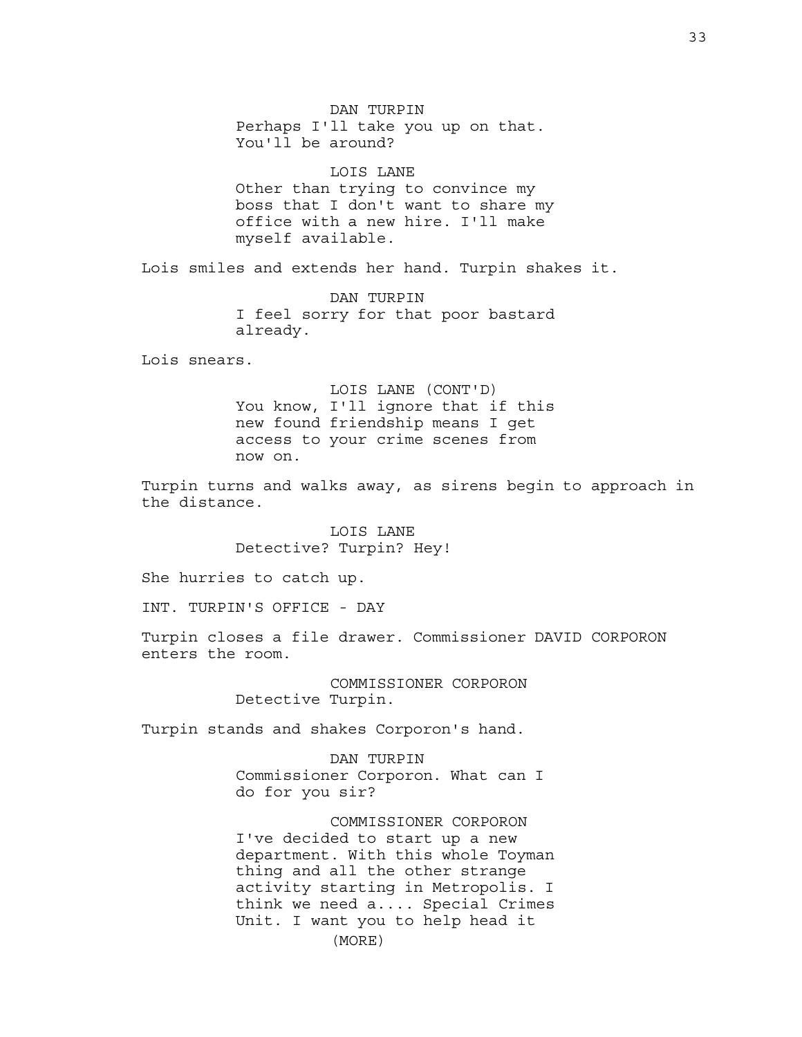DAN TURPIN
Perhaps I'll take you up on that.
You'll be around?

LOIS LANE
Other than trying to convince my
boss that I don't want to share my
office with a new hire. I'll make
myself available.

Lois smiles and extends her hand. Turpin shakes it.

DAN TURPIN
I feel sorry for that poor bastard
already.

Lois snears.

LOIS LANE (CONT'D)
You know, I'll ignore that if this
new found friendship means I get
access to your crime scenes from
now on.

Turpin turns and walks away, as sirens begin to approach in the distance.

LOIS LANE
Detective? Turpin? Hey!

She hurries to catch up.

INT. TURPIN'S OFFICE - DAY

Turpin closes a file drawer. Commissioner DAVID CORPORON enters the room.

COMMISSIONER CORPORON
Detective Turpin.

Turpin stands and shakes Corporon's hand.

DAN TURPIN
Commissioner Corporon. What can I
do for you sir?

COMMISSIONER CORPORON
I've decided to start up a new
department. With this whole Toyman
thing and all the other strange
activity starting in Metropolis. I
think we need a.... Special Crimes
Unit. I want you to help head it

(MORE)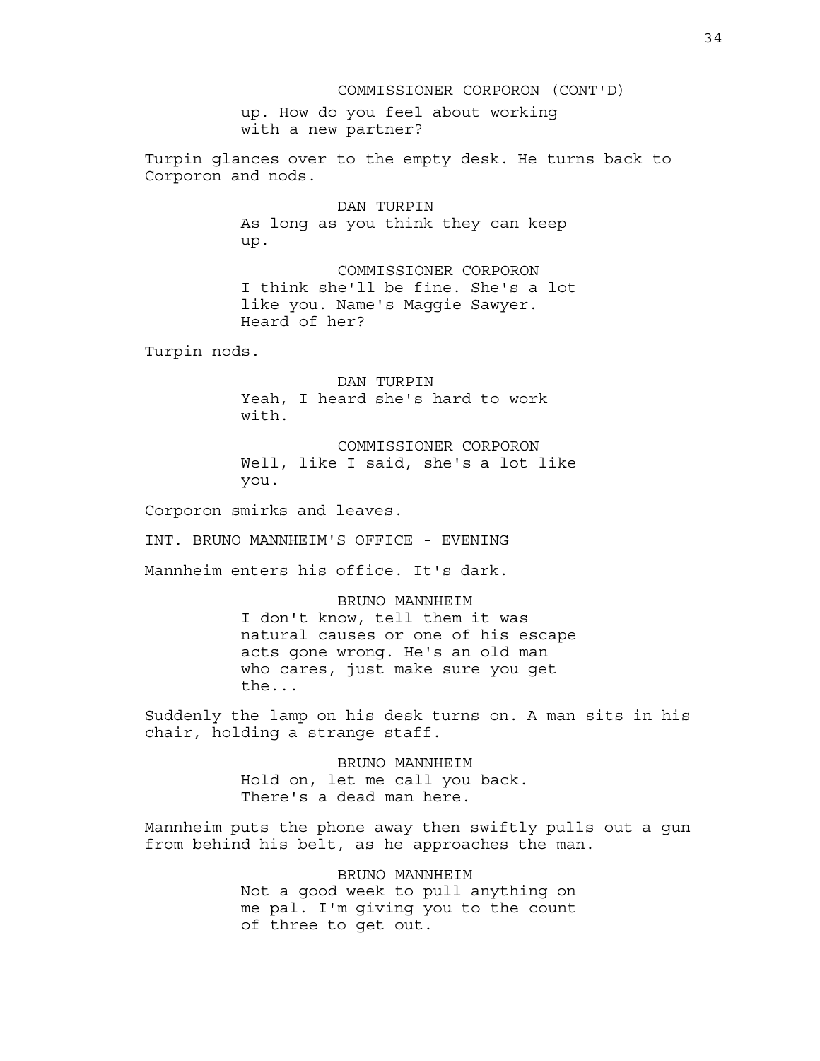COMMISSIONER CORPORON (CONT'D)

up. How do you feel about working with a new partner?

Turpin glances over to the empty desk. He turns back to Corporon and nods.

DAN TURPIN

As long as you think they can keep up.

COMMISSIONER CORPORON

I think she'll be fine. She's a lot like you. Name's Maggie Sawyer. Heard of her?

Turpin nods.

DAN TURPIN

Yeah, I heard she's hard to work with.

COMMISSIONER CORPORON

Well, like I said, she's a lot like you.

Corporon smirks and leaves.

INT. BRUNO MANNHEIM'S OFFICE - EVENING

Mannheim enters his office. It's dark.

BRUNO MANNHEIM

I don't know, tell them it was natural causes or one of his escape acts gone wrong. He's an old man who cares, just make sure you get the...

Suddenly the lamp on his desk turns on. A man sits in his chair, holding a strange staff.

BRUNO MANNHEIM

Hold on, let me call you back. There's a dead man here.

Mannheim puts the phone away then swiftly pulls out a gun from behind his belt, as he approaches the man.

BRUNO MANNHEIM

Not a good week to pull anything on me pal. I'm giving you to the count of three to get out.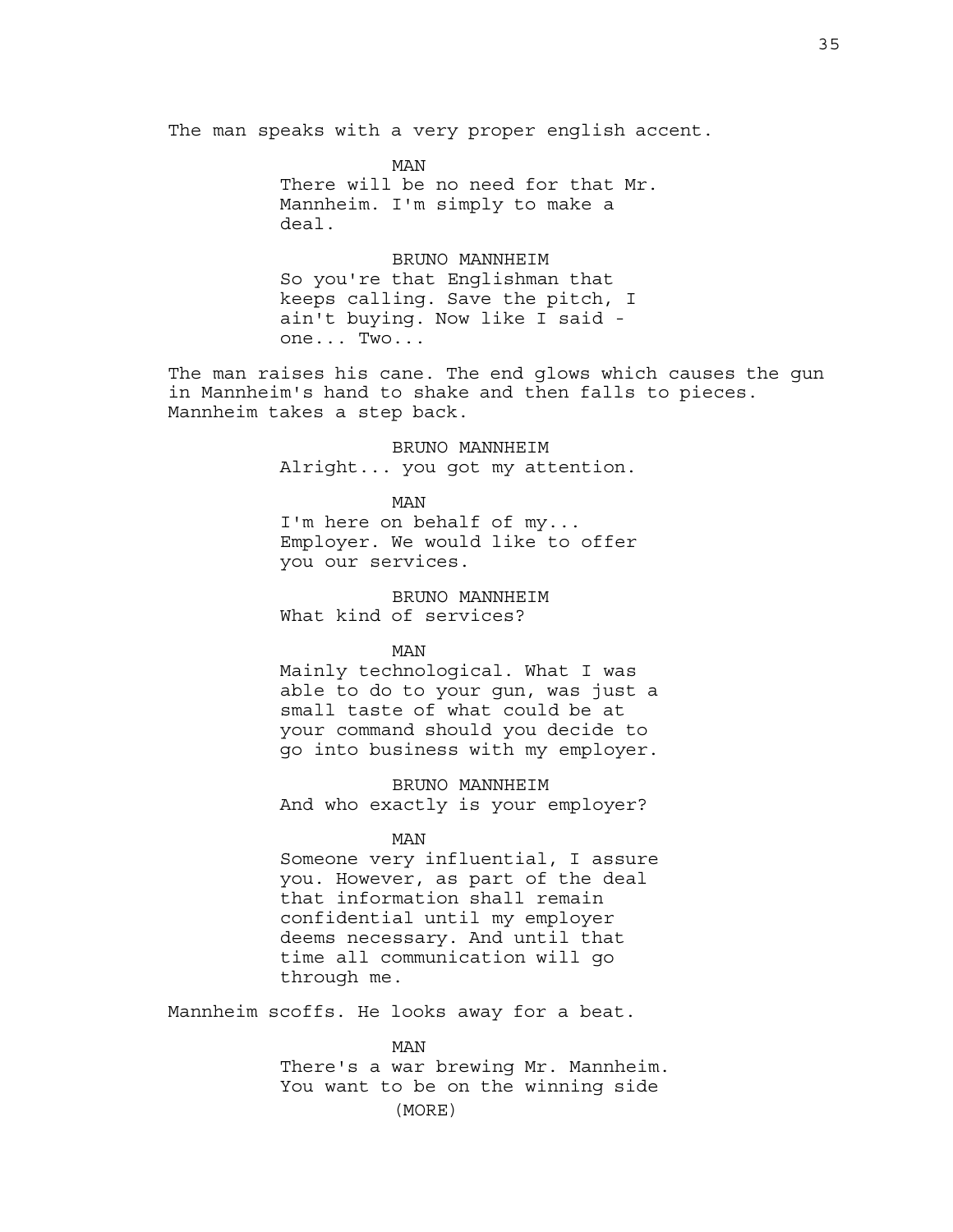The man speaks with a very proper english accent.

MAN
There will be no need for that Mr. Mannheim. I'm simply to make a deal.

BRUNO MANNHEIM
So you're that Englishman that keeps calling. Save the pitch, I ain't buying. Now like I said - one... Two...

The man raises his cane. The end glows which causes the gun in Mannheim's hand to shake and then falls to pieces. Mannheim takes a step back.

BRUNO MANNHEIM
Alright... you got my attention.

MAN
I'm here on behalf of my... Employer. We would like to offer you our services.

BRUNO MANNHEIM
What kind of services?

MAN
Mainly technological. What I was able to do to your gun, was just a small taste of what could be at your command should you decide to go into business with my employer.

BRUNO MANNHEIM
And who exactly is your employer?

MAN
Someone very influential, I assure you. However, as part of the deal that information shall remain confidential until my employer deems necessary. And until that time all communication will go through me.

Mannheim scoffs. He looks away for a beat.

MAN
There's a war brewing Mr. Mannheim. You want to be on the winning side

(MORE)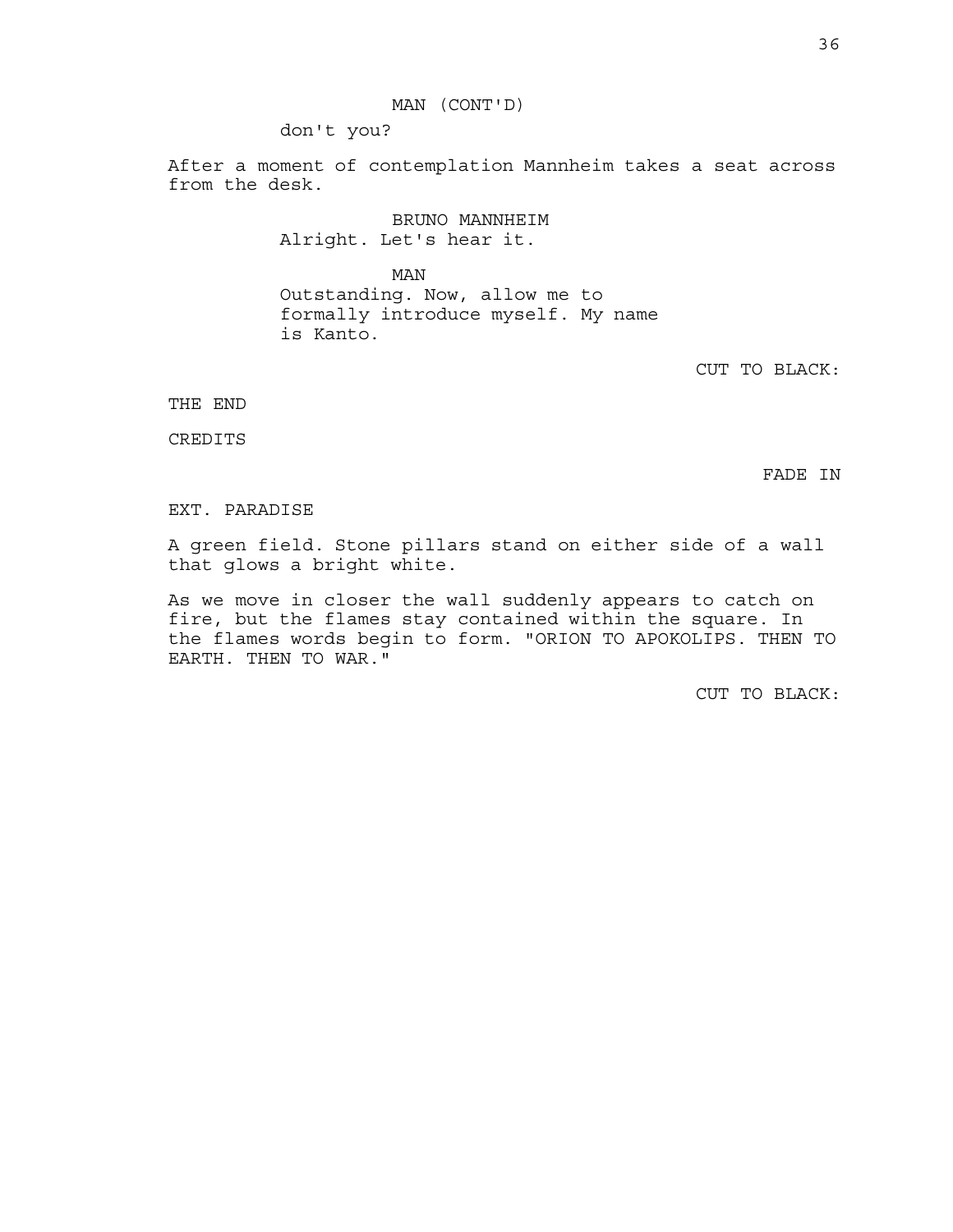MAN (CONT'D)

don't you?

After a moment of contemplation Mannheim takes a seat across from the desk.

BRUNO MANNHEIM

Alright. Let's hear it.

MAN

Outstanding. Now, allow me to formally introduce myself. My name is Kanto.

CUT TO BLACK:

THE END

CREDITS

FADE IN

EXT. PARADISE

A green field. Stone pillars stand on either side of a wall that glows a bright white.

As we move in closer the wall suddenly appears to catch on fire, but the flames stay contained within the square. In the flames words begin to form. "ORION TO APOKOLIPS. THEN TO EARTH. THEN TO WAR."

CUT TO BLACK: